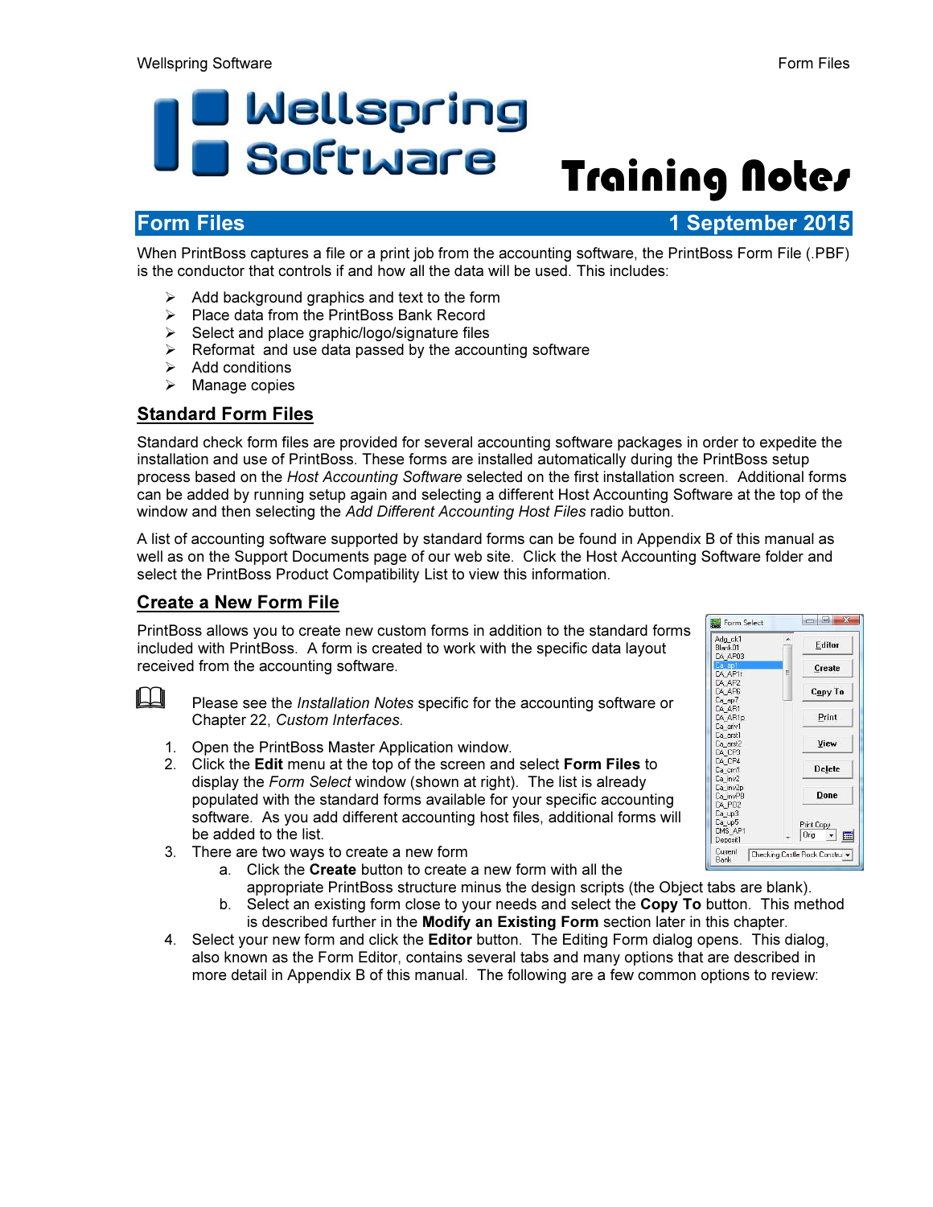# Training Notes

## Form Files — 1 September 2015

When PrintBoss captures a file or a print job from the accounting software, the PrintBoss Form File (.PBF) is the conductor that controls if and how all the data will be used. This includes:

- Add background graphics and text to the form
- Place data from the PrintBoss Bank Record
- Select and place graphic/logo/signature files
- Reformat and use data passed by the accounting software
- Add conditions
- Manage copies

### Standard Form Files

Standard check form files are provided for several accounting software packages in order to expedite the installation and use of PrintBoss. These forms are installed automatically during the PrintBoss setup process based on the *Host Accounting Software* selected on the first installation screen. Additional forms can be added by running setup again and selecting a different Host Accounting Software at the top of the window and then selecting the *Add Different Accounting Host Files* radio button.

A list of accounting software supported by standard forms can be found in Appendix B of this manual as well as on the Support Documents page of our web site. Click the Host Accounting Software folder and select the PrintBoss Product Compatibility List to view this information.

### Create a New Form File

PrintBoss allows you to create new custom forms in addition to the standard forms included with PrintBoss. A form is created to work with the specific data layout received from the accounting software.

Please see the *Installation Notes* specific for the accounting software or Chapter 22, *Custom Interfaces*.

1. Open the PrintBoss Master Application window.
2. Click the **Edit** menu at the top of the screen and select **Form Files** to display the *Form Select* window (shown at right). The list is already populated with the standard forms available for your specific accounting software. As you add different accounting host files, additional forms will be added to the list.
3. There are two ways to create a new form
   a. Click the **Create** button to create a new form with all the appropriate PrintBoss structure minus the design scripts (the Object tabs are blank).
   b. Select an existing form close to your needs and select the **Copy To** button. This method is described further in the **Modify an Existing Form** section later in this chapter.
4. Select your new form and click the **Editor** button. The Editing Form dialog opens. This dialog, also known as the Form Editor, contains several tabs and many options that are described in more detail in Appendix B of this manual. The following are a few common options to review: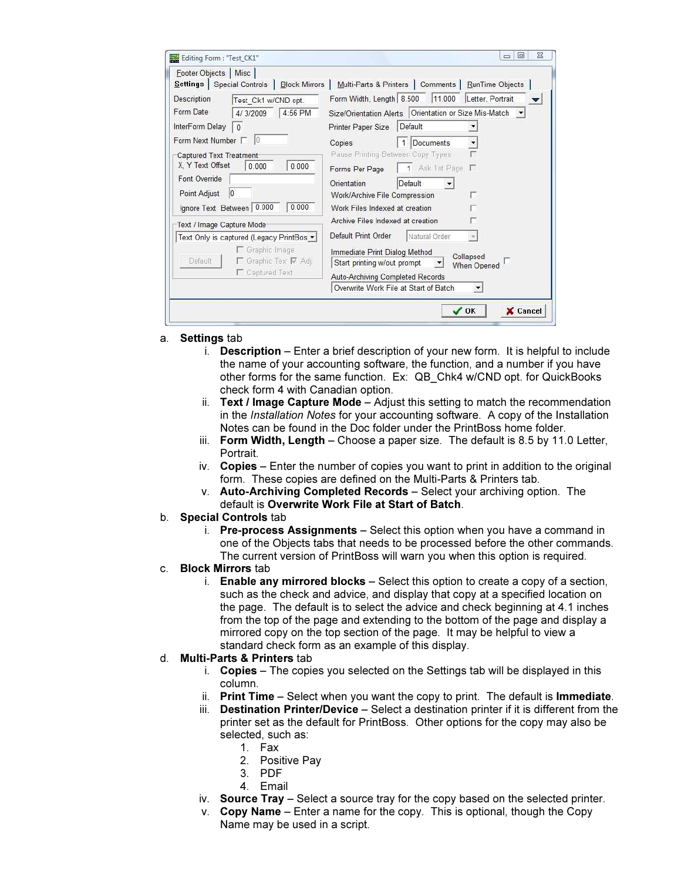a. **Settings** tab
   i. **Description** – Enter a brief description of your new form. It is helpful to include the name of your accounting software, the function, and a number if you have other forms for the same function. Ex: QB_Chk4 w/CND opt. for QuickBooks check form 4 with Canadian option.
   ii. **Text / Image Capture Mode** – Adjust this setting to match the recommendation in the *Installation Notes* for your accounting software. A copy of the Installation Notes can be found in the Doc folder under the PrintBoss home folder.
   iii. **Form Width, Length** – Choose a paper size. The default is 8.5 by 11.0 Letter, Portrait.
   iv. **Copies** – Enter the number of copies you want to print in addition to the original form. These copies are defined on the Multi-Parts & Printers tab.
   v. **Auto-Archiving Completed Records** – Select your archiving option. The default is **Overwrite Work File at Start of Batch**.

b. **Special Controls** tab
   i. **Pre-process Assignments** – Select this option when you have a command in one of the Objects tabs that needs to be processed before the other commands. The current version of PrintBoss will warn you when this option is required.

c. **Block Mirrors** tab
   i. **Enable any mirrored blocks** – Select this option to create a copy of a section, such as the check and advice, and display that copy at a specified location on the page. The default is to select the advice and check beginning at 4.1 inches from the top of the page and extending to the bottom of the page and display a mirrored copy on the top section of the page. It may be helpful to view a standard check form as an example of this display.

d. **Multi-Parts & Printers** tab
   i. **Copies** – The copies you selected on the Settings tab will be displayed in this column.
   ii. **Print Time** – Select when you want the copy to print. The default is **Immediate**.
   iii. **Destination Printer/Device** – Select a destination printer if it is different from the printer set as the default for PrintBoss. Other options for the copy may also be selected, such as:
      1. Fax
      2. Positive Pay
      3. PDF
      4. Email
   iv. **Source Tray** – Select a source tray for the copy based on the selected printer.
   v. **Copy Name** – Enter a name for the copy. This is optional, though the Copy Name may be used in a script.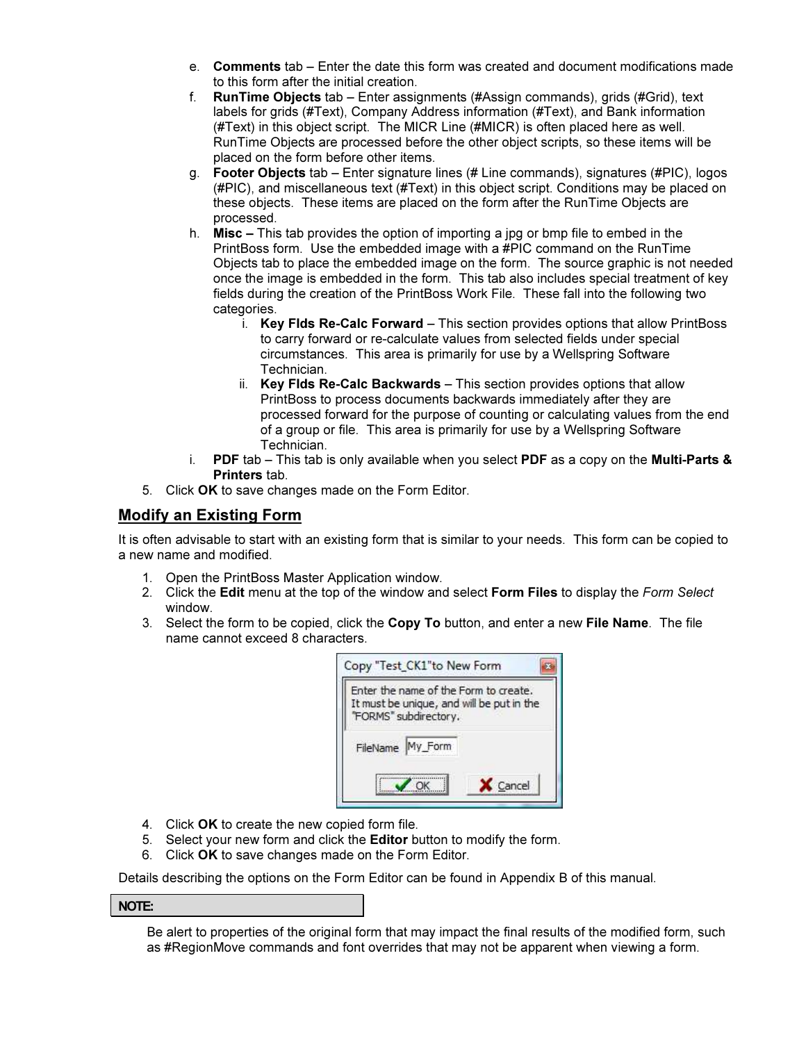e. **Comments** tab – Enter the date this form was created and document modifications made to this form after the initial creation.
f. **RunTime Objects** tab – Enter assignments (#Assign commands), grids (#Grid), text labels for grids (#Text), Company Address information (#Text), and Bank information (#Text) in this object script. The MICR Line (#MICR) is often placed here as well. RunTime Objects are processed before the other object scripts, so these items will be placed on the form before other items.
g. **Footer Objects** tab – Enter signature lines (# Line commands), signatures (#PIC), logos (#PIC), and miscellaneous text (#Text) in this object script. Conditions may be placed on these objects. These items are placed on the form after the RunTime Objects are processed.
h. **Misc –** This tab provides the option of importing a jpg or bmp file to embed in the PrintBoss form. Use the embedded image with a #PIC command on the RunTime Objects tab to place the embedded image on the form. The source graphic is not needed once the image is embedded in the form. This tab also includes special treatment of key fields during the creation of the PrintBoss Work File. These fall into the following two categories.
   i. **Key Flds Re-Calc Forward** – This section provides options that allow PrintBoss to carry forward or re-calculate values from selected fields under special circumstances. This area is primarily for use by a Wellspring Software Technician.
   ii. **Key Flds Re-Calc Backwards** – This section provides options that allow PrintBoss to process documents backwards immediately after they are processed forward for the purpose of counting or calculating values from the end of a group or file. This area is primarily for use by a Wellspring Software Technician.
i. **PDF** tab – This tab is only available when you select **PDF** as a copy on the **Multi-Parts & Printers** tab.

5. Click **OK** to save changes made on the Form Editor.

## Modify an Existing Form

It is often advisable to start with an existing form that is similar to your needs. This form can be copied to a new name and modified.

1. Open the PrintBoss Master Application window.
2. Click the **Edit** menu at the top of the window and select **Form Files** to display the *Form Select* window.
3. Select the form to be copied, click the **Copy To** button, and enter a new **File Name**. The file name cannot exceed 8 characters.

Copy "Test_CK1"to New Form

Enter the name of the Form to create. It must be unique, and will be put in the "FORMS" subdirectory.

FileName My_Form

OK Cancel

4. Click **OK** to create the new copied form file.
5. Select your new form and click the **Editor** button to modify the form.
6. Click **OK** to save changes made on the Form Editor.

Details describing the options on the Form Editor can be found in Appendix B of this manual.

**NOTE:**

Be alert to properties of the original form that may impact the final results of the modified form, such as #RegionMove commands and font overrides that may not be apparent when viewing a form.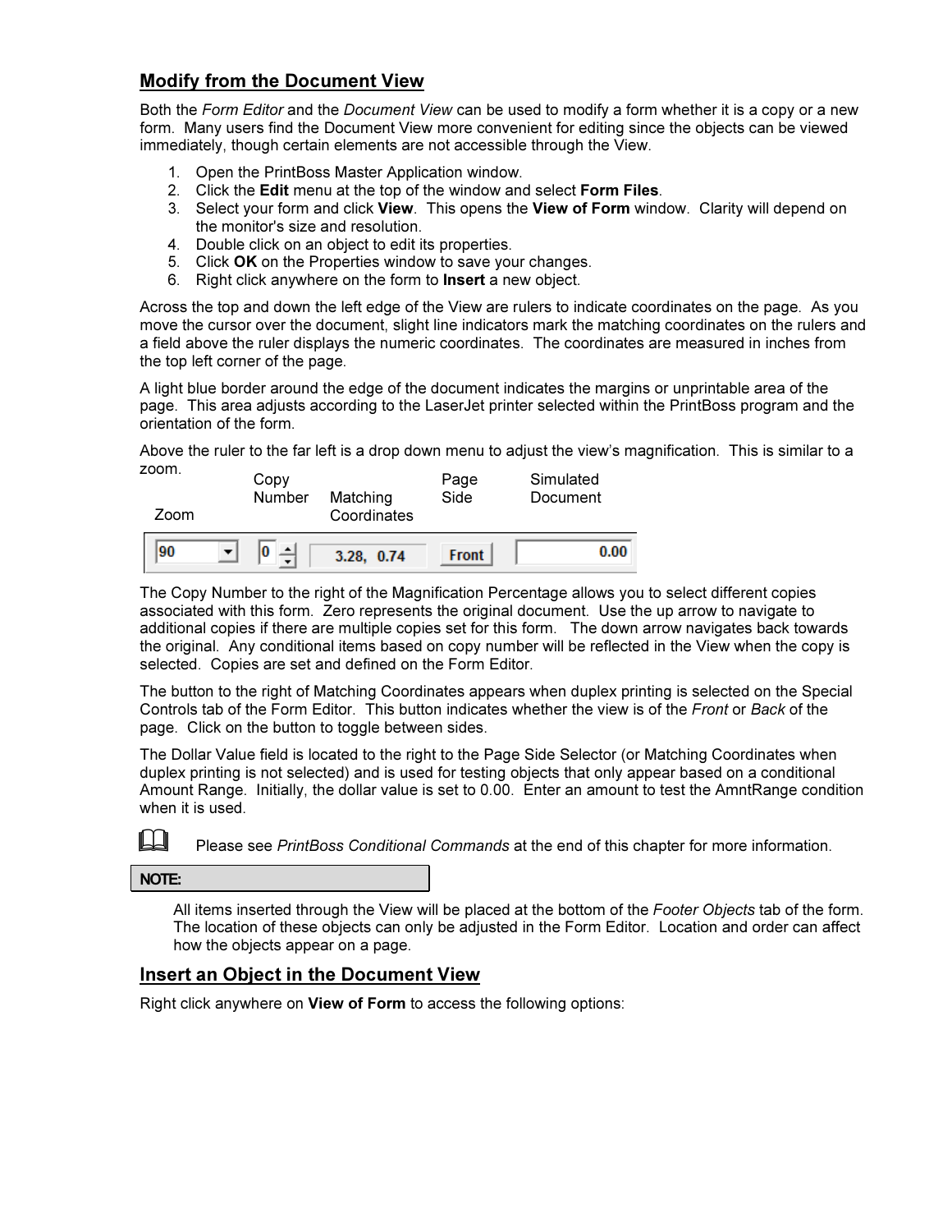## Modify from the Document View

Both the *Form Editor* and the *Document View* can be used to modify a form whether it is a copy or a new form. Many users find the Document View more convenient for editing since the objects can be viewed immediately, though certain elements are not accessible through the View.

1. Open the PrintBoss Master Application window.
2. Click the **Edit** menu at the top of the window and select **Form Files**.
3. Select your form and click **View**. This opens the **View of Form** window. Clarity will depend on the monitor's size and resolution.
4. Double click on an object to edit its properties.
5. Click **OK** on the Properties window to save your changes.
6. Right click anywhere on the form to **Insert** a new object.

Across the top and down the left edge of the View are rulers to indicate coordinates on the page. As you move the cursor over the document, slight line indicators mark the matching coordinates on the rulers and a field above the ruler displays the numeric coordinates. The coordinates are measured in inches from the top left corner of the page.

A light blue border around the edge of the document indicates the margins or unprintable area of the page. This area adjusts according to the LaserJet printer selected within the PrintBoss program and the orientation of the form.

Above the ruler to the far left is a drop down menu to adjust the view's magnification. This is similar to a zoom.

| Zoom | Copy Number | Matching Coordinates | Page Side | Simulated Document |
|---|---|---|---|---|
| 90 | 0 | 3.28, 0.74 | Front | 0.00 |

The Copy Number to the right of the Magnification Percentage allows you to select different copies associated with this form. Zero represents the original document. Use the up arrow to navigate to additional copies if there are multiple copies set for this form. The down arrow navigates back towards the original. Any conditional items based on copy number will be reflected in the View when the copy is selected. Copies are set and defined on the Form Editor.

The button to the right of Matching Coordinates appears when duplex printing is selected on the Special Controls tab of the Form Editor. This button indicates whether the view is of the *Front* or *Back* of the page. Click on the button to toggle between sides.

The Dollar Value field is located to the right to the Page Side Selector (or Matching Coordinates when duplex printing is not selected) and is used for testing objects that only appear based on a conditional Amount Range. Initially, the dollar value is set to 0.00. Enter an amount to test the AmntRange condition when it is used.

Please see *PrintBoss Conditional Commands* at the end of this chapter for more information.

**NOTE:**

All items inserted through the View will be placed at the bottom of the *Footer Objects* tab of the form. The location of these objects can only be adjusted in the Form Editor. Location and order can affect how the objects appear on a page.

## Insert an Object in the Document View

Right click anywhere on **View of Form** to access the following options: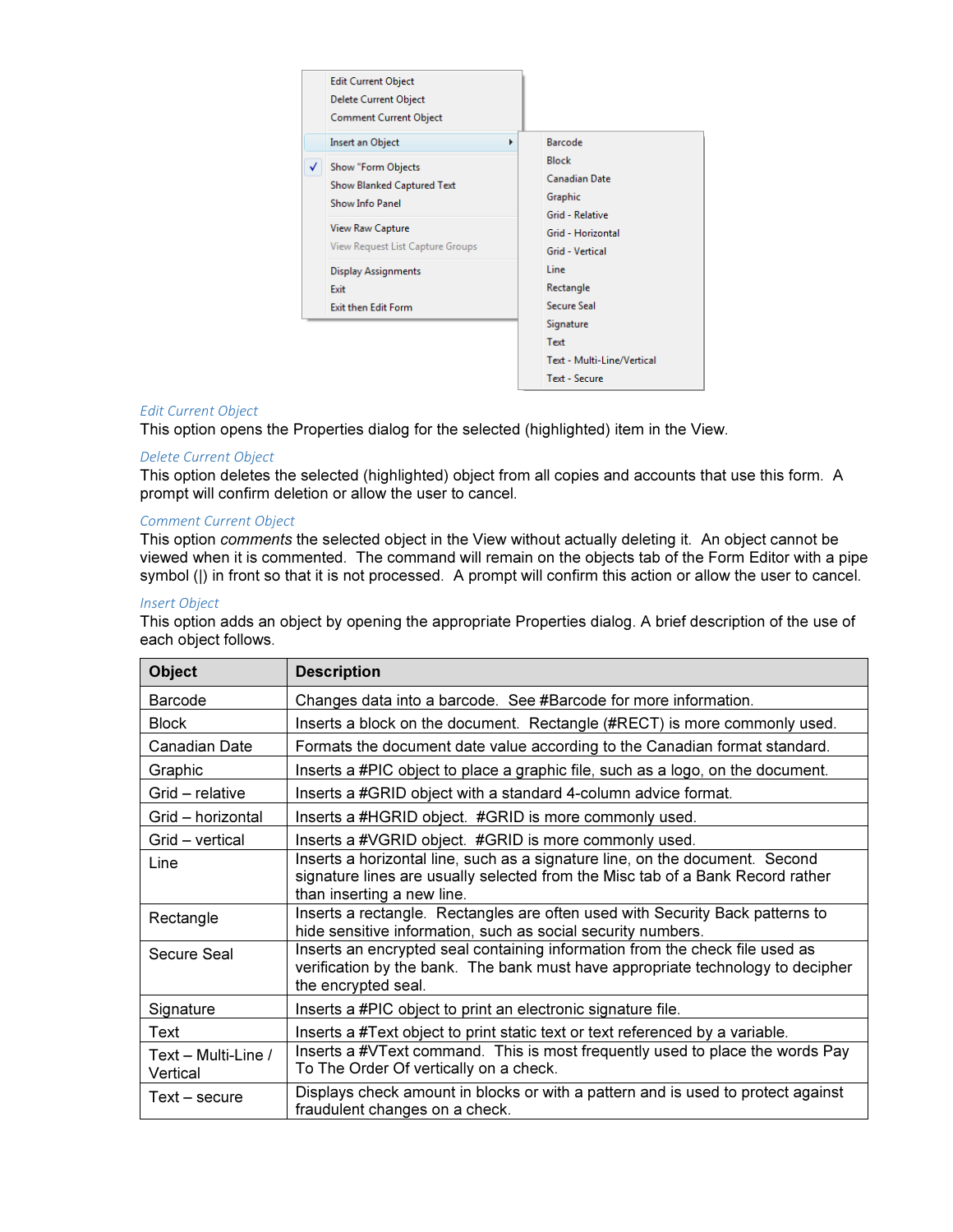Edit Current Object
Delete Current Object
Comment Current Object
Insert an Object
✓ Show "Form Objects
Show Blanked Captured Text
Show Info Panel
View Raw Capture
View Request List Capture Groups
Display Assignments
Exit
Exit then Edit Form

Barcode
Block
Canadian Date
Graphic
Grid - Relative
Grid - Horizontal
Grid - Vertical
Line
Rectangle
Secure Seal
Signature
Text
Text - Multi-Line/Vertical
Text - Secure

### *Edit Current Object*

This option opens the Properties dialog for the selected (highlighted) item in the View.

### *Delete Current Object*

This option deletes the selected (highlighted) object from all copies and accounts that use this form. A prompt will confirm deletion or allow the user to cancel.

### *Comment Current Object*

This option *comments* the selected object in the View without actually deleting it. An object cannot be viewed when it is commented. The command will remain on the objects tab of the Form Editor with a pipe symbol (|) in front so that it is not processed. A prompt will confirm this action or allow the user to cancel.

### *Insert Object*

This option adds an object by opening the appropriate Properties dialog. A brief description of the use of each object follows.

| Object | Description |
|---|---|
| Barcode | Changes data into a barcode. See #Barcode for more information. |
| Block | Inserts a block on the document. Rectangle (#RECT) is more commonly used. |
| Canadian Date | Formats the document date value according to the Canadian format standard. |
| Graphic | Inserts a #PIC object to place a graphic file, such as a logo, on the document. |
| Grid – relative | Inserts a #GRID object with a standard 4-column advice format. |
| Grid – horizontal | Inserts a #HGRID object. #GRID is more commonly used. |
| Grid – vertical | Inserts a #VGRID object. #GRID is more commonly used. |
| Line | Inserts a horizontal line, such as a signature line, on the document. Second signature lines are usually selected from the Misc tab of a Bank Record rather than inserting a new line. |
| Rectangle | Inserts a rectangle. Rectangles are often used with Security Back patterns to hide sensitive information, such as social security numbers. |
| Secure Seal | Inserts an encrypted seal containing information from the check file used as verification by the bank. The bank must have appropriate technology to decipher the encrypted seal. |
| Signature | Inserts a #PIC object to print an electronic signature file. |
| Text | Inserts a #Text object to print static text or text referenced by a variable. |
| Text – Multi-Line / Vertical | Inserts a #VText command. This is most frequently used to place the words Pay To The Order Of vertically on a check. |
| Text – secure | Displays check amount in blocks or with a pattern and is used to protect against fraudulent changes on a check. |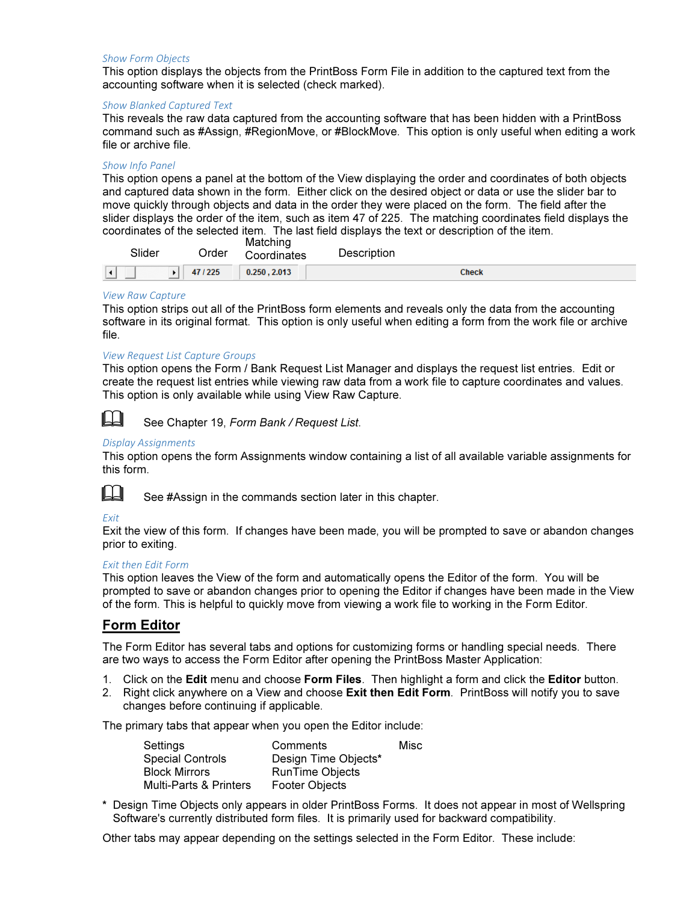### *Show Form Objects*

This option displays the objects from the PrintBoss Form File in addition to the captured text from the accounting software when it is selected (check marked).

### *Show Blanked Captured Text*

This reveals the raw data captured from the accounting software that has been hidden with a PrintBoss command such as #Assign, #RegionMove, or #BlockMove. This option is only useful when editing a work file or archive file.

### *Show Info Panel*

This option opens a panel at the bottom of the View displaying the order and coordinates of both objects and captured data shown in the form. Either click on the desired object or data or use the slider bar to move quickly through objects and data in the order they were placed on the form. The field after the slider displays the order of the item, such as item 47 of 225. The matching coordinates field displays the coordinates of the selected item. The last field displays the text or description of the item.

| Slider | Order | Matching Coordinates | Description |
|---|---|---|---|
| | 47 / 225 | 0.250 , 2.013 | Check |

### *View Raw Capture*

This option strips out all of the PrintBoss form elements and reveals only the data from the accounting software in its original format. This option is only useful when editing a form from the work file or archive file.

### *View Request List Capture Groups*

This option opens the Form / Bank Request List Manager and displays the request list entries. Edit or create the request list entries while viewing raw data from a work file to capture coordinates and values. This option is only available while using View Raw Capture.

See Chapter 19, *Form Bank / Request List*.

### *Display Assignments*

This option opens the form Assignments window containing a list of all available variable assignments for this form.

See #Assign in the commands section later in this chapter.

### *Exit*

Exit the view of this form. If changes have been made, you will be prompted to save or abandon changes prior to exiting.

### *Exit then Edit Form*

This option leaves the View of the form and automatically opens the Editor of the form. You will be prompted to save or abandon changes prior to opening the Editor if changes have been made in the View of the form. This is helpful to quickly move from viewing a work file to working in the Form Editor.

## Form Editor

The Form Editor has several tabs and options for customizing forms or handling special needs. There are two ways to access the Form Editor after opening the PrintBoss Master Application:

1. Click on the **Edit** menu and choose **Form Files**. Then highlight a form and click the **Editor** button.
2. Right click anywhere on a View and choose **Exit then Edit Form**. PrintBoss will notify you to save changes before continuing if applicable.

The primary tabs that appear when you open the Editor include:

| | | |
|---|---|---|
| Settings | Comments | Misc |
| Special Controls | Design Time Objects* | |
| Block Mirrors | RunTime Objects | |
| Multi-Parts & Printers | Footer Objects | |

\* Design Time Objects only appears in older PrintBoss Forms. It does not appear in most of Wellspring Software's currently distributed form files. It is primarily used for backward compatibility.

Other tabs may appear depending on the settings selected in the Form Editor. These include: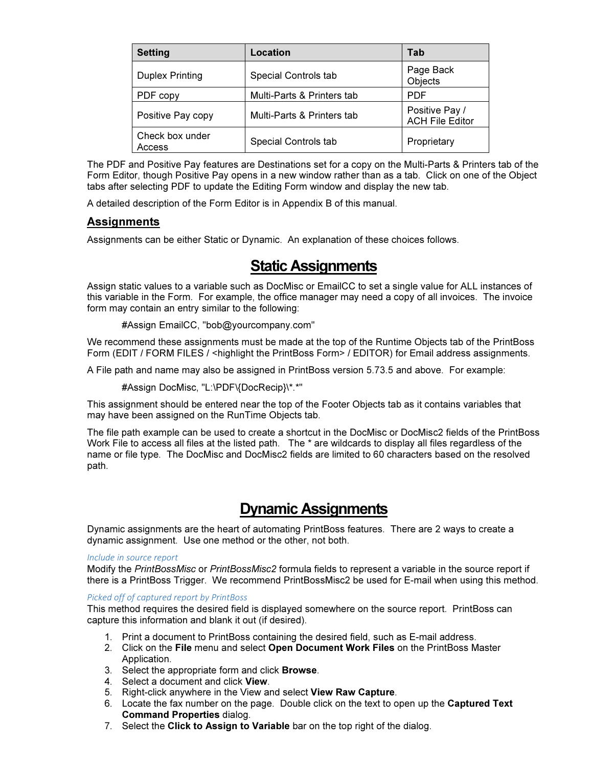| Setting | Location | Tab |
|---|---|---|
| Duplex Printing | Special Controls tab | Page Back Objects |
| PDF copy | Multi-Parts & Printers tab | PDF |
| Positive Pay copy | Multi-Parts & Printers tab | Positive Pay / ACH File Editor |
| Check box under Access | Special Controls tab | Proprietary |

The PDF and Positive Pay features are Destinations set for a copy on the Multi-Parts & Printers tab of the Form Editor, though Positive Pay opens in a new window rather than as a tab. Click on one of the Object tabs after selecting PDF to update the Editing Form window and display the new tab.

A detailed description of the Form Editor is in Appendix B of this manual.

## Assignments

Assignments can be either Static or Dynamic. An explanation of these choices follows.

# Static Assignments

Assign static values to a variable such as DocMisc or EmailCC to set a single value for ALL instances of this variable in the Form. For example, the office manager may need a copy of all invoices. The invoice form may contain an entry similar to the following:

```
#Assign EmailCC, "bob@yourcompany.com"
```

We recommend these assignments must be made at the top of the Runtime Objects tab of the PrintBoss Form (EDIT / FORM FILES / <highlight the PrintBoss Form> / EDITOR) for Email address assignments.

A File path and name may also be assigned in PrintBoss version 5.73.5 and above. For example:

```
#Assign DocMisc, "L:\PDF\{DocRecip}\*.*"
```

This assignment should be entered near the top of the Footer Objects tab as it contains variables that may have been assigned on the RunTime Objects tab.

The file path example can be used to create a shortcut in the DocMisc or DocMisc2 fields of the PrintBoss Work File to access all files at the listed path. The * are wildcards to display all files regardless of the name or file type. The DocMisc and DocMisc2 fields are limited to 60 characters based on the resolved path.

# Dynamic Assignments

Dynamic assignments are the heart of automating PrintBoss features. There are 2 ways to create a dynamic assignment. Use one method or the other, not both.

*Include in source report*

Modify the *PrintBossMisc* or *PrintBossMisc2* formula fields to represent a variable in the source report if there is a PrintBoss Trigger. We recommend PrintBossMisc2 be used for E-mail when using this method.

*Picked off of captured report by PrintBoss*

This method requires the desired field is displayed somewhere on the source report. PrintBoss can capture this information and blank it out (if desired).

1. Print a document to PrintBoss containing the desired field, such as E-mail address.
2. Click on the **File** menu and select **Open Document Work Files** on the PrintBoss Master Application.
3. Select the appropriate form and click **Browse**.
4. Select a document and click **View**.
5. Right-click anywhere in the View and select **View Raw Capture**.
6. Locate the fax number on the page. Double click on the text to open up the **Captured Text Command Properties** dialog.
7. Select the **Click to Assign to Variable** bar on the top right of the dialog.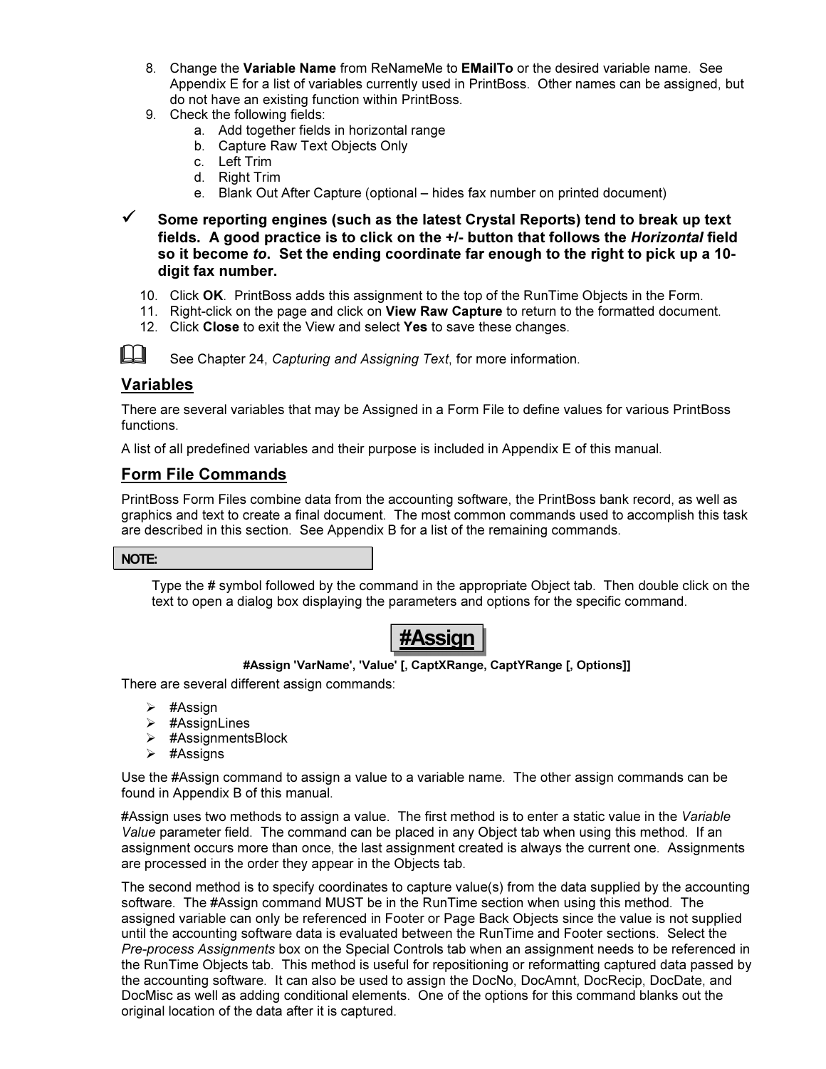8. Change the **Variable Name** from ReNameMe to **EMailTo** or the desired variable name. See Appendix E for a list of variables currently used in PrintBoss. Other names can be assigned, but do not have an existing function within PrintBoss.
9. Check the following fields:
    a. Add together fields in horizontal range
    b. Capture Raw Text Objects Only
    c. Left Trim
    d. Right Trim
    e. Blank Out After Capture (optional – hides fax number on printed document)

✓ **Some reporting engines (such as the latest Crystal Reports) tend to break up text fields. A good practice is to click on the +/- button that follows the *Horizontal* field so it become *to*. Set the ending coordinate far enough to the right to pick up a 10-digit fax number.**

10. Click **OK**. PrintBoss adds this assignment to the top of the RunTime Objects in the Form.
11. Right-click on the page and click on **View Raw Capture** to return to the formatted document.
12. Click **Close** to exit the View and select **Yes** to save these changes.

See Chapter 24, *Capturing and Assigning Text*, for more information.

## Variables

There are several variables that may be Assigned in a Form File to define values for various PrintBoss functions.

A list of all predefined variables and their purpose is included in Appendix E of this manual.

## Form File Commands

PrintBoss Form Files combine data from the accounting software, the PrintBoss bank record, as well as graphics and text to create a final document. The most common commands used to accomplish this task are described in this section. See Appendix B for a list of the remaining commands.

**NOTE:**

Type the # symbol followed by the command in the appropriate Object tab. Then double click on the text to open a dialog box displaying the parameters and options for the specific command.

### #Assign

**#Assign 'VarName', 'Value' [, CaptXRange, CaptYRange [, Options]]**

There are several different assign commands:

- #Assign
- #AssignLines
- #AssignmentsBlock
- #Assigns

Use the #Assign command to assign a value to a variable name. The other assign commands can be found in Appendix B of this manual.

#Assign uses two methods to assign a value. The first method is to enter a static value in the *Variable Value* parameter field. The command can be placed in any Object tab when using this method. If an assignment occurs more than once, the last assignment created is always the current one. Assignments are processed in the order they appear in the Objects tab.

The second method is to specify coordinates to capture value(s) from the data supplied by the accounting software. The #Assign command MUST be in the RunTime section when using this method. The assigned variable can only be referenced in Footer or Page Back Objects since the value is not supplied until the accounting software data is evaluated between the RunTime and Footer sections. Select the *Pre-process Assignments* box on the Special Controls tab when an assignment needs to be referenced in the RunTime Objects tab. This method is useful for repositioning or reformatting captured data passed by the accounting software. It can also be used to assign the DocNo, DocAmnt, DocRecip, DocDate, and DocMisc as well as adding conditional elements. One of the options for this command blanks out the original location of the data after it is captured.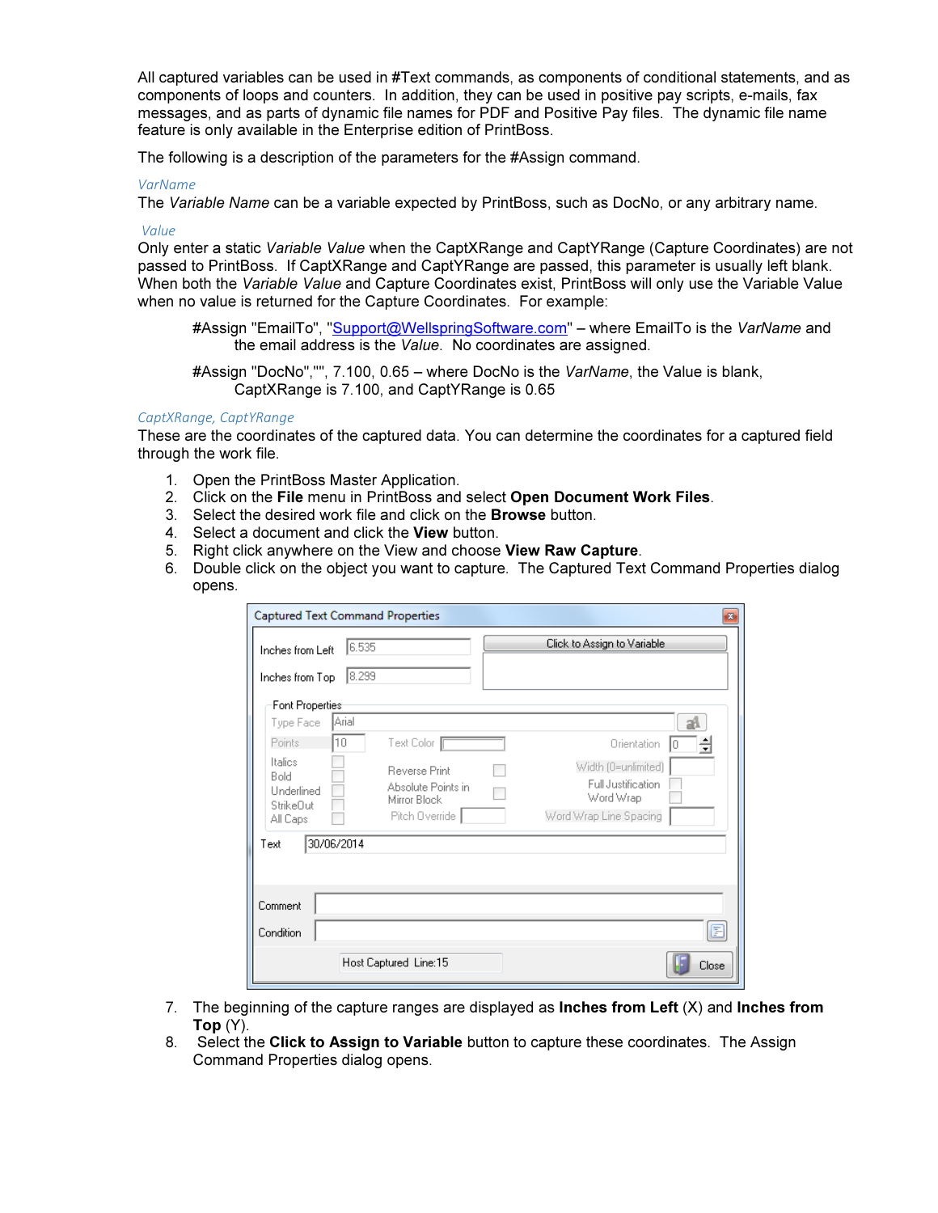All captured variables can be used in #Text commands, as components of conditional statements, and as components of loops and counters. In addition, they can be used in positive pay scripts, e-mails, fax messages, and as parts of dynamic file names for PDF and Positive Pay files. The dynamic file name feature is only available in the Enterprise edition of PrintBoss.

The following is a description of the parameters for the #Assign command.

### VarName

The *Variable Name* can be a variable expected by PrintBoss, such as DocNo, or any arbitrary name.

### Value

Only enter a static *Variable Value* when the CaptXRange and CaptYRange (Capture Coordinates) are not passed to PrintBoss. If CaptXRange and CaptYRange are passed, this parameter is usually left blank. When both the *Variable Value* and Capture Coordinates exist, PrintBoss will only use the Variable Value when no value is returned for the Capture Coordinates. For example:

> #Assign "EmailTo", "Support@WellspringSoftware.com" – where EmailTo is the *VarName* and the email address is the *Value*. No coordinates are assigned.
>
> #Assign "DocNo","", 7.100, 0.65 – where DocNo is the *VarName*, the Value is blank, CaptXRange is 7.100, and CaptYRange is 0.65

### CaptXRange, CaptYRange

These are the coordinates of the captured data. You can determine the coordinates for a captured field through the work file.

1. Open the PrintBoss Master Application.
2. Click on the **File** menu in PrintBoss and select **Open Document Work Files**.
3. Select the desired work file and click on the **Browse** button.
4. Select a document and click the **View** button.
5. Right click anywhere on the View and choose **View Raw Capture**.
6. Double click on the object you want to capture. The Captured Text Command Properties dialog opens.
7. The beginning of the capture ranges are displayed as **Inches from Left** (X) and **Inches from Top** (Y).
8. Select the **Click to Assign to Variable** button to capture these coordinates. The Assign Command Properties dialog opens.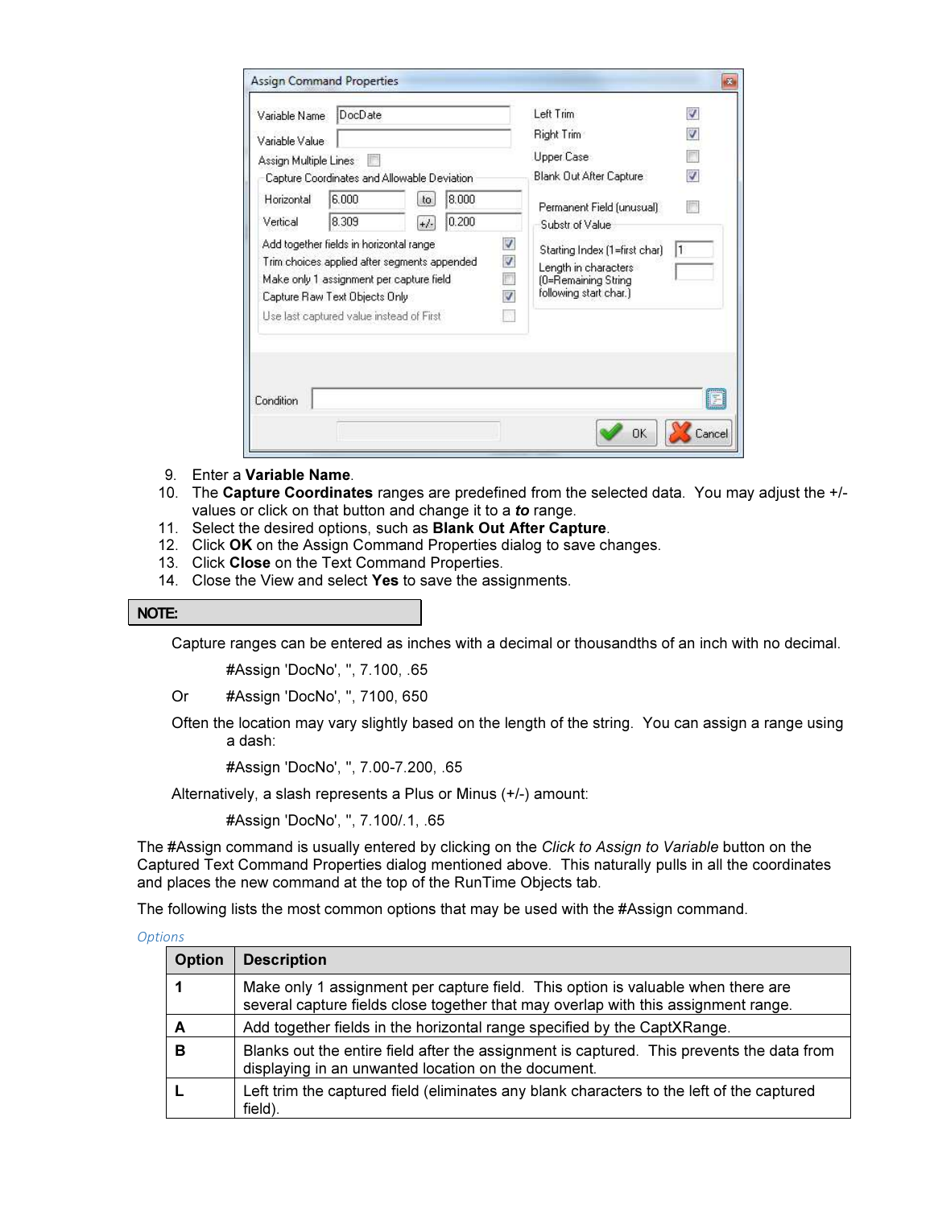9. Enter a **Variable Name**.
10. The **Capture Coordinates** ranges are predefined from the selected data. You may adjust the +/- values or click on that button and change it to a ***to*** range.
11. Select the desired options, such as **Blank Out After Capture**.
12. Click **OK** on the Assign Command Properties dialog to save changes.
13. Click **Close** on the Text Command Properties.
14. Close the View and select **Yes** to save the assignments.

**NOTE:**

Capture ranges can be entered as inches with a decimal or thousandths of an inch with no decimal.

#Assign 'DocNo', '', 7.100, .65

Or #Assign 'DocNo', '', 7100, 650

Often the location may vary slightly based on the length of the string. You can assign a range using a dash:

#Assign 'DocNo', '', 7.00-7.200, .65

Alternatively, a slash represents a Plus or Minus (+/-) amount:

#Assign 'DocNo', '', 7.100/.1, .65

The #Assign command is usually entered by clicking on the *Click to Assign to Variable* button on the Captured Text Command Properties dialog mentioned above. This naturally pulls in all the coordinates and places the new command at the top of the RunTime Objects tab.

The following lists the most common options that may be used with the #Assign command.

*Options*

| Option | Description |
|---|---|
| **1** | Make only 1 assignment per capture field. This option is valuable when there are several capture fields close together that may overlap with this assignment range. |
| **A** | Add together fields in the horizontal range specified by the CaptXRange. |
| **B** | Blanks out the entire field after the assignment is captured. This prevents the data from displaying in an unwanted location on the document. |
| **L** | Left trim the captured field (eliminates any blank characters to the left of the captured field). |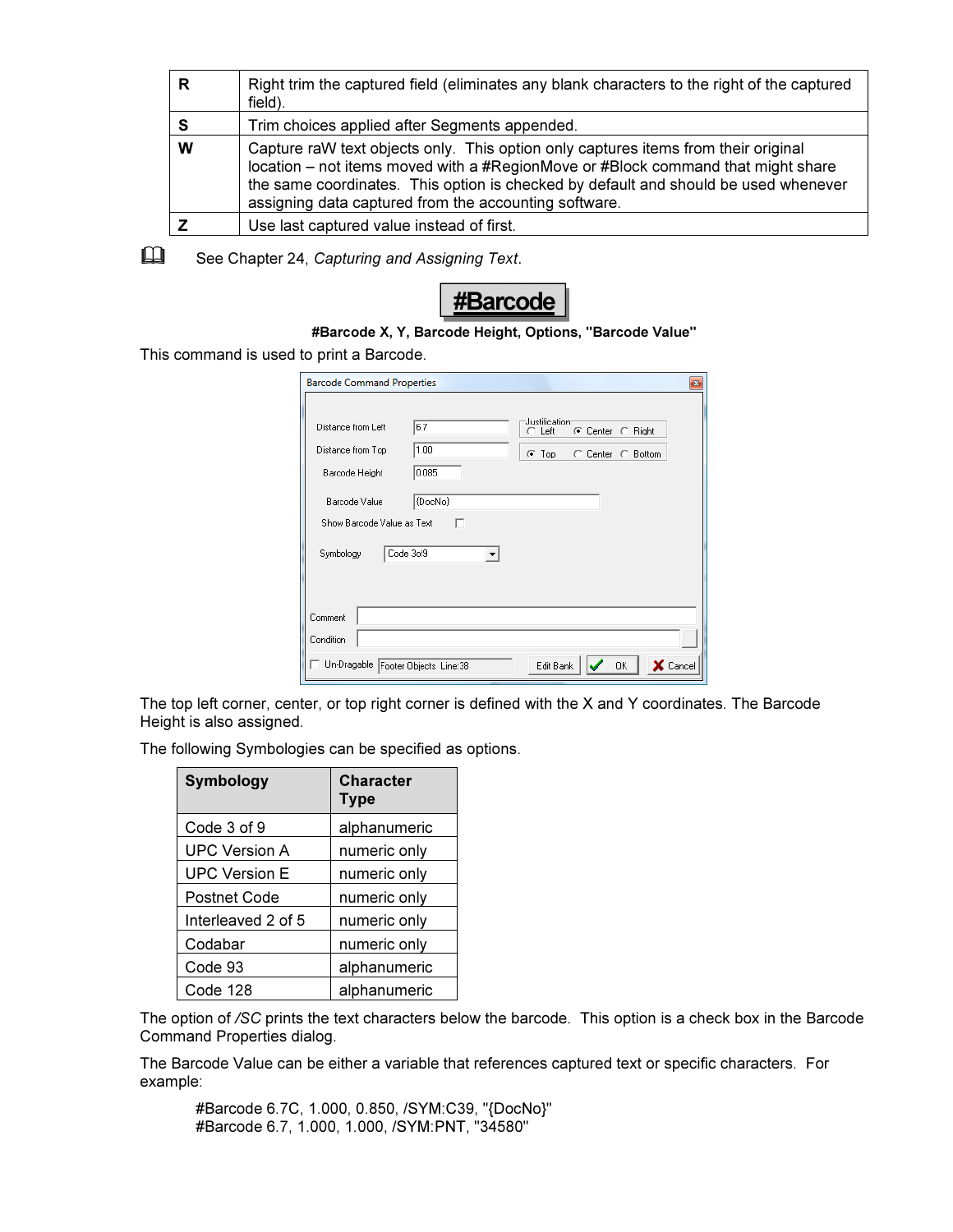| R | Right trim the captured field (eliminates any blank characters to the right of the captured field). |
|---|---|
| S | Trim choices applied after Segments appended. |
| W | Capture raW text objects only. This option only captures items from their original location – not items moved with a #RegionMove or #Block command that might share the same coordinates. This option is checked by default and should be used whenever assigning data captured from the accounting software. |
| Z | Use last captured value instead of first. |

See Chapter 24, *Capturing and Assigning Text*.

# #Barcode

**#Barcode X, Y, Barcode Height, Options, "Barcode Value"**

This command is used to print a Barcode.

The top left corner, center, or top right corner is defined with the X and Y coordinates. The Barcode Height is also assigned.

The following Symbologies can be specified as options.

| Symbology | Character Type |
|---|---|
| Code 3 of 9 | alphanumeric |
| UPC Version A | numeric only |
| UPC Version E | numeric only |
| Postnet Code | numeric only |
| Interleaved 2 of 5 | numeric only |
| Codabar | numeric only |
| Code 93 | alphanumeric |
| Code 128 | alphanumeric |

The option of */SC* prints the text characters below the barcode. This option is a check box in the Barcode Command Properties dialog.

The Barcode Value can be either a variable that references captured text or specific characters. For example:

```
#Barcode 6.7C, 1.000, 0.850, /SYM:C39, "{DocNo}"
#Barcode 6.7, 1.000, 1.000, /SYM:PNT, "34580"
```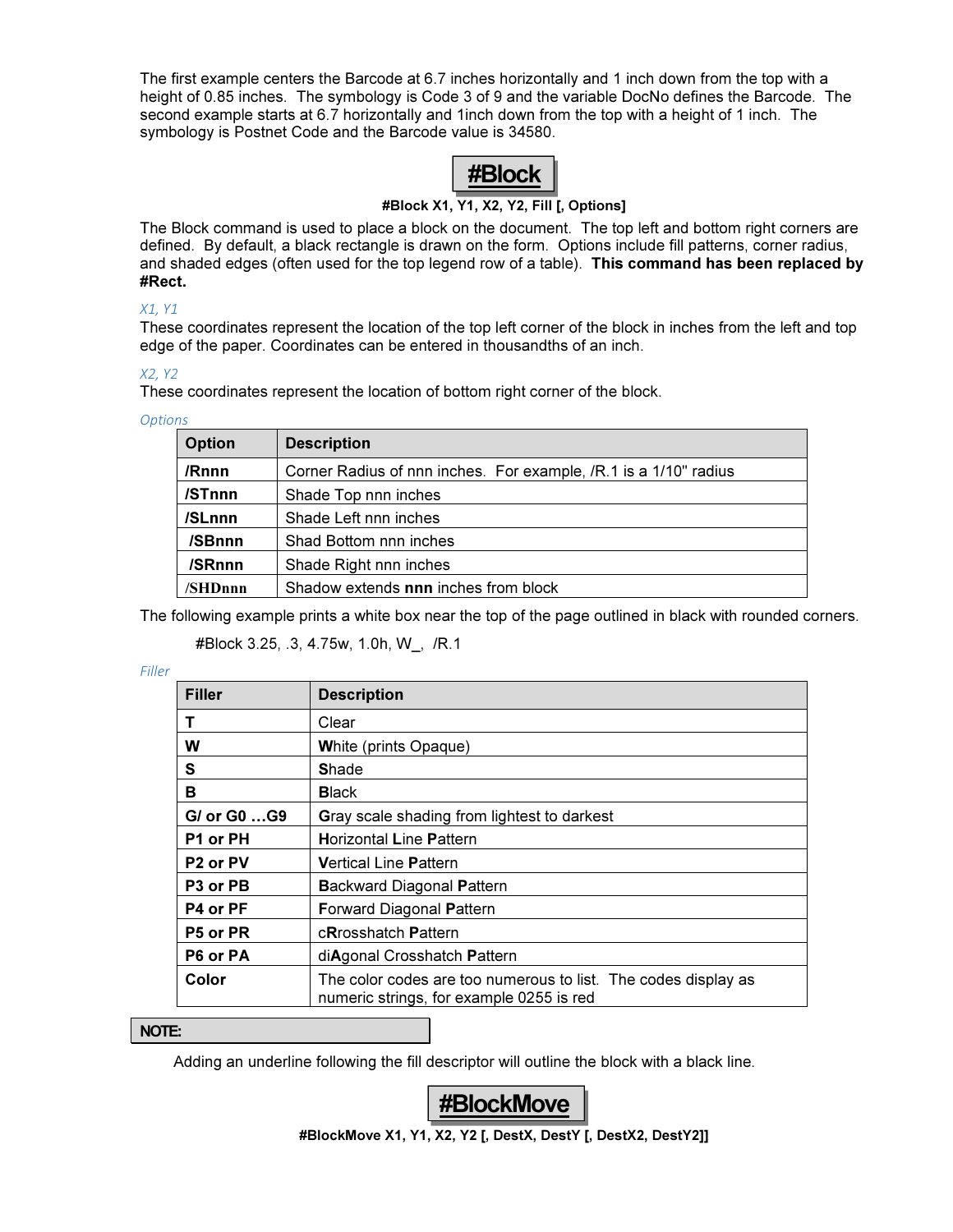The first example centers the Barcode at 6.7 inches horizontally and 1 inch down from the top with a height of 0.85 inches. The symbology is Code 3 of 9 and the variable DocNo defines the Barcode. The second example starts at 6.7 horizontally and 1inch down from the top with a height of 1 inch. The symbology is Postnet Code and the Barcode value is 34580.

# #Block

**#Block X1, Y1, X2, Y2, Fill [, Options]**

The Block command is used to place a block on the document. The top left and bottom right corners are defined. By default, a black rectangle is drawn on the form. Options include fill patterns, corner radius, and shaded edges (often used for the top legend row of a table). **This command has been replaced by #Rect.**

*X1, Y1*

These coordinates represent the location of the top left corner of the block in inches from the left and top edge of the paper. Coordinates can be entered in thousandths of an inch.

*X2, Y2*

These coordinates represent the location of bottom right corner of the block.

*Options*

| Option | Description |
|---|---|
| **/Rnnn** | Corner Radius of nnn inches. For example, /R.1 is a 1/10" radius |
| **/STnnn** | Shade Top nnn inches |
| **/SLnnn** | Shade Left nnn inches |
| **/SBnnn** | Shad Bottom nnn inches |
| **/SRnnn** | Shade Right nnn inches |
| **/SHDnnn** | Shadow extends **nnn** inches from block |

The following example prints a white box near the top of the page outlined in black with rounded corners.

```
#Block 3.25, .3, 4.75w, 1.0h, W_, /R.1
```

*Filler*

| Filler | Description |
|---|---|
| **T** | Clear |
| **W** | **W**hite (prints Opaque) |
| **S** | **S**hade |
| **B** | **B**lack |
| **G/ or G0 …G9** | **G**ray scale shading from lightest to darkest |
| **P1 or PH** | **H**orizontal **L**ine **P**attern |
| **P2 or PV** | **V**ertical Line **P**attern |
| **P3 or PB** | **B**ackward Diagonal **P**attern |
| **P4 or PF** | **F**orward Diagonal **P**attern |
| **P5 or PR** | c**R**rosshatch **P**attern |
| **P6 or PA** | di**A**gonal Crosshatch **P**attern |
| **Color** | The color codes are too numerous to list. The codes display as numeric strings, for example 0255 is red |

**NOTE:**

Adding an underline following the fill descriptor will outline the block with a black line.

# #BlockMove

**#BlockMove X1, Y1, X2, Y2 [, DestX, DestY [, DestX2, DestY2]]**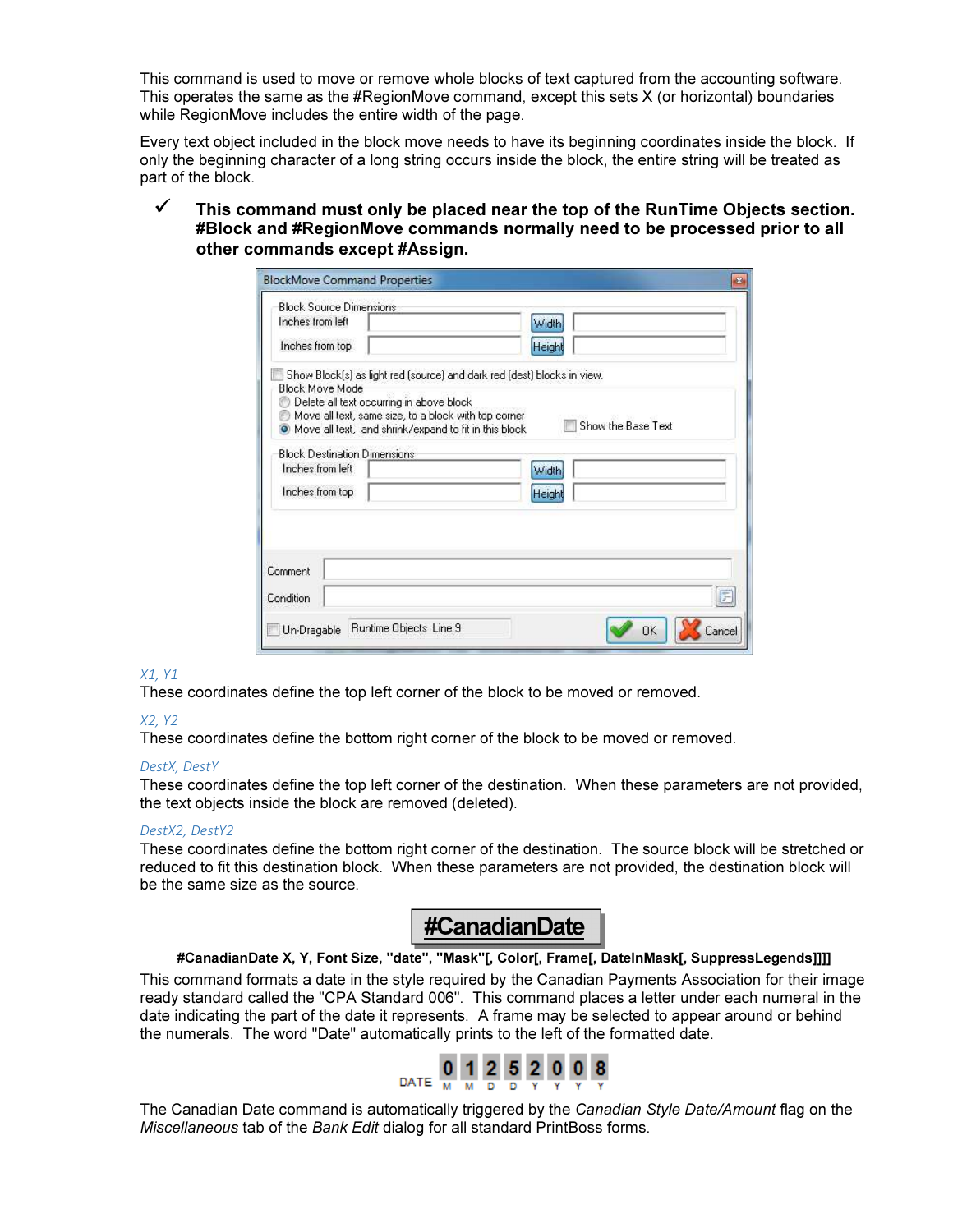This command is used to move or remove whole blocks of text captured from the accounting software. This operates the same as the #RegionMove command, except this sets X (or horizontal) boundaries while RegionMove includes the entire width of the page.

Every text object included in the block move needs to have its beginning coordinates inside the block. If only the beginning character of a long string occurs inside the block, the entire string will be treated as part of the block.

✓ **This command must only be placed near the top of the RunTime Objects section. #Block and #RegionMove commands normally need to be processed prior to all other commands except #Assign.**

*X1, Y1*
These coordinates define the top left corner of the block to be moved or removed.

*X2, Y2*
These coordinates define the bottom right corner of the block to be moved or removed.

*DestX, DestY*
These coordinates define the top left corner of the destination. When these parameters are not provided, the text objects inside the block are removed (deleted).

*DestX2, DestY2*
These coordinates define the bottom right corner of the destination. The source block will be stretched or reduced to fit this destination block. When these parameters are not provided, the destination block will be the same size as the source.

## #CanadianDate

**#CanadianDate X, Y, Font Size, "date", "Mask"[, Color[, Frame[, DateInMask[, SuppressLegends]]]]**

This command formats a date in the style required by the Canadian Payments Association for their image ready standard called the "CPA Standard 006". This command places a letter under each numeral in the date indicating the part of the date it represents. A frame may be selected to appear around or behind the numerals. The word "Date" automatically prints to the left of the formatted date.

The Canadian Date command is automatically triggered by the *Canadian Style Date/Amount* flag on the *Miscellaneous* tab of the *Bank Edit* dialog for all standard PrintBoss forms.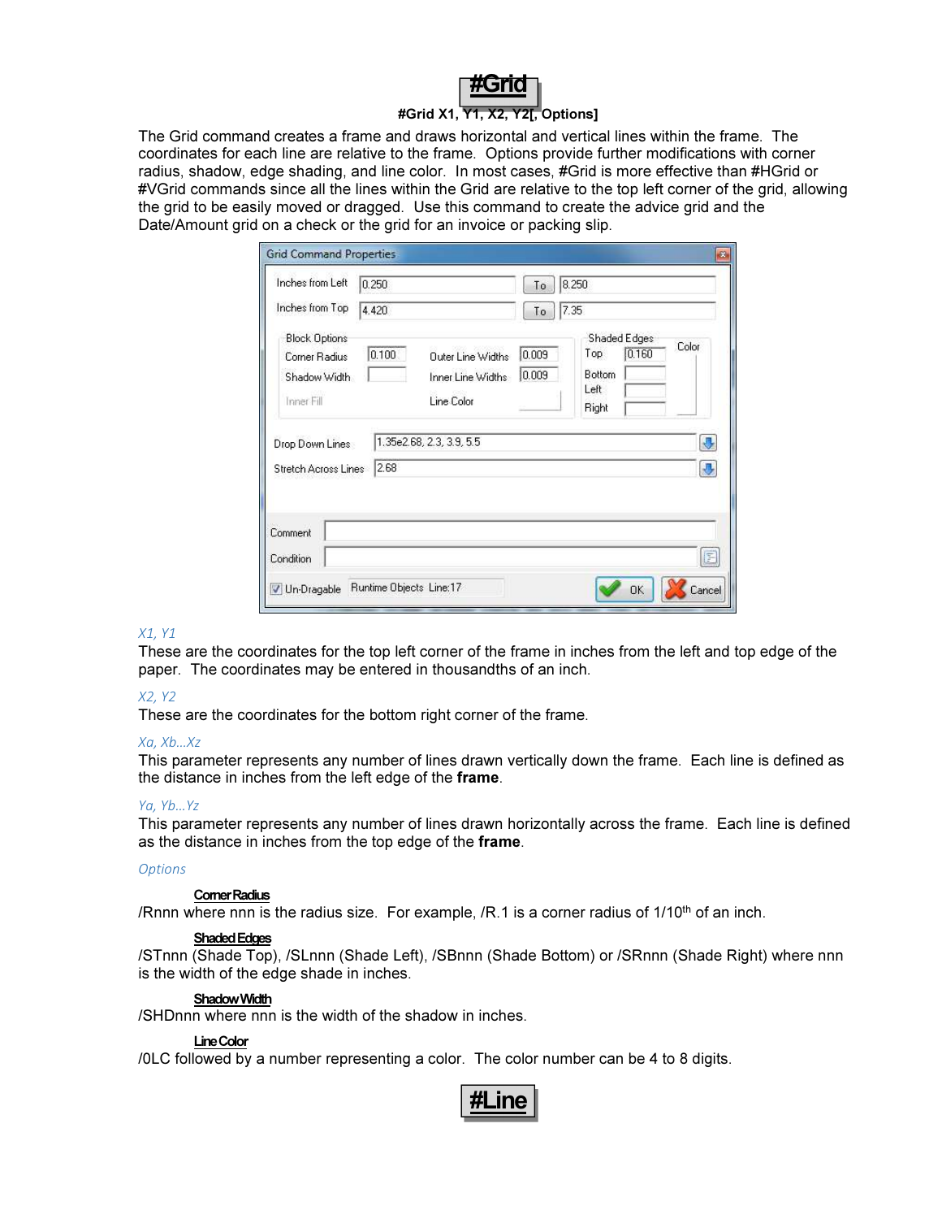# #Grid

**#Grid X1, Y1, X2, Y2[, Options]**

The Grid command creates a frame and draws horizontal and vertical lines within the frame. The coordinates for each line are relative to the frame. Options provide further modifications with corner radius, shadow, edge shading, and line color. In most cases, #Grid is more effective than #HGrid or #VGrid commands since all the lines within the Grid are relative to the top left corner of the grid, allowing the grid to be easily moved or dragged. Use this command to create the advice grid and the Date/Amount grid on a check or the grid for an invoice or packing slip.

*X1, Y1*

These are the coordinates for the top left corner of the frame in inches from the left and top edge of the paper. The coordinates may be entered in thousandths of an inch.

*X2, Y2*

These are the coordinates for the bottom right corner of the frame.

*Xa, Xb…Xz*

This parameter represents any number of lines drawn vertically down the frame. Each line is defined as the distance in inches from the left edge of the **frame**.

*Ya, Yb…Yz*

This parameter represents any number of lines drawn horizontally across the frame. Each line is defined as the distance in inches from the top edge of the **frame**.

*Options*

**Corner Radius**

/Rnnn where nnn is the radius size. For example, /R.1 is a corner radius of 1/10th of an inch.

**Shaded Edges**

/STnnn (Shade Top), /SLnnn (Shade Left), /SBnnn (Shade Bottom) or /SRnnn (Shade Right) where nnn is the width of the edge shade in inches.

**Shadow Width**

/SHDnnn where nnn is the width of the shadow in inches.

**Line Color**

/0LC followed by a number representing a color. The color number can be 4 to 8 digits.

# #Line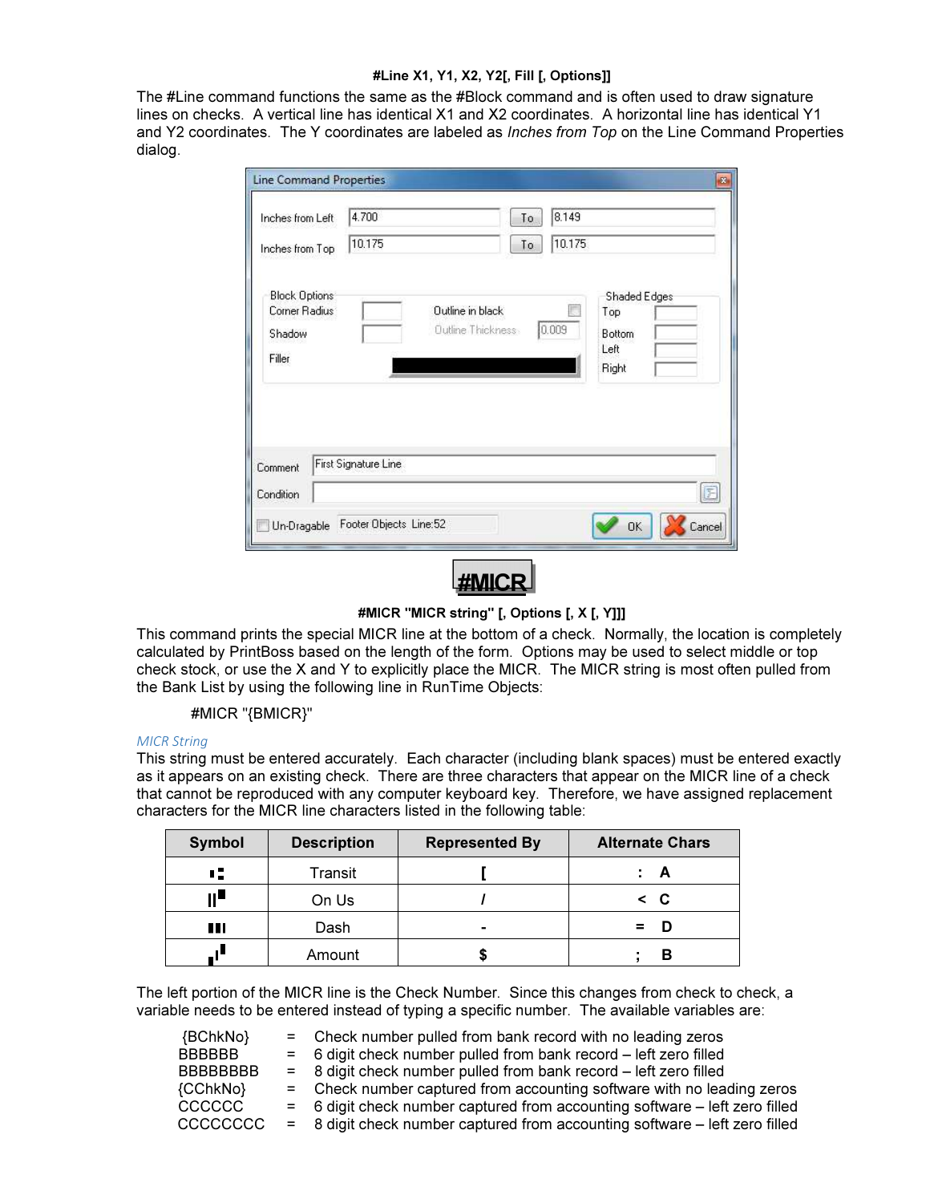**#Line X1, Y1, X2, Y2[, Fill [, Options]]**

The #Line command functions the same as the #Block command and is often used to draw signature lines on checks. A vertical line has identical X1 and X2 coordinates. A horizontal line has identical Y1 and Y2 coordinates. The Y coordinates are labeled as *Inches from Top* on the Line Command Properties dialog.

# #MICR

**#MICR "MICR string" [, Options [, X [, Y]]]**

This command prints the special MICR line at the bottom of a check. Normally, the location is completely calculated by PrintBoss based on the length of the form. Options may be used to select middle or top check stock, or use the X and Y to explicitly place the MICR. The MICR string is most often pulled from the Bank List by using the following line in RunTime Objects:

#MICR "{BMICR}"

*MICR String*

This string must be entered accurately. Each character (including blank spaces) must be entered exactly as it appears on an existing check. There are three characters that appear on the MICR line of a check that cannot be reproduced with any computer keyboard key. Therefore, we have assigned replacement characters for the MICR line characters listed in the following table:

| Symbol | Description | Represented By | Alternate Chars |
|---|---|---|---|
| ⑆ | Transit | **[** | **: A** |
| ⑈ | On Us | **/** | **< C** |
| ⑉ | Dash | **-** | **= D** |
| ⑇ | Amount | **$** | **; B** |

The left portion of the MICR line is the Check Number. Since this changes from check to check, a variable needs to be entered instead of typing a specific number. The available variables are:

| | | |
|---|---|---|
| {BChkNo} | = | Check number pulled from bank record with no leading zeros |
| BBBBBB | = | 6 digit check number pulled from bank record – left zero filled |
| BBBBBBBB | = | 8 digit check number pulled from bank record – left zero filled |
| {CChkNo} | = | Check number captured from accounting software with no leading zeros |
| CCCCCC | = | 6 digit check number captured from accounting software – left zero filled |
| CCCCCCCC | = | 8 digit check number captured from accounting software – left zero filled |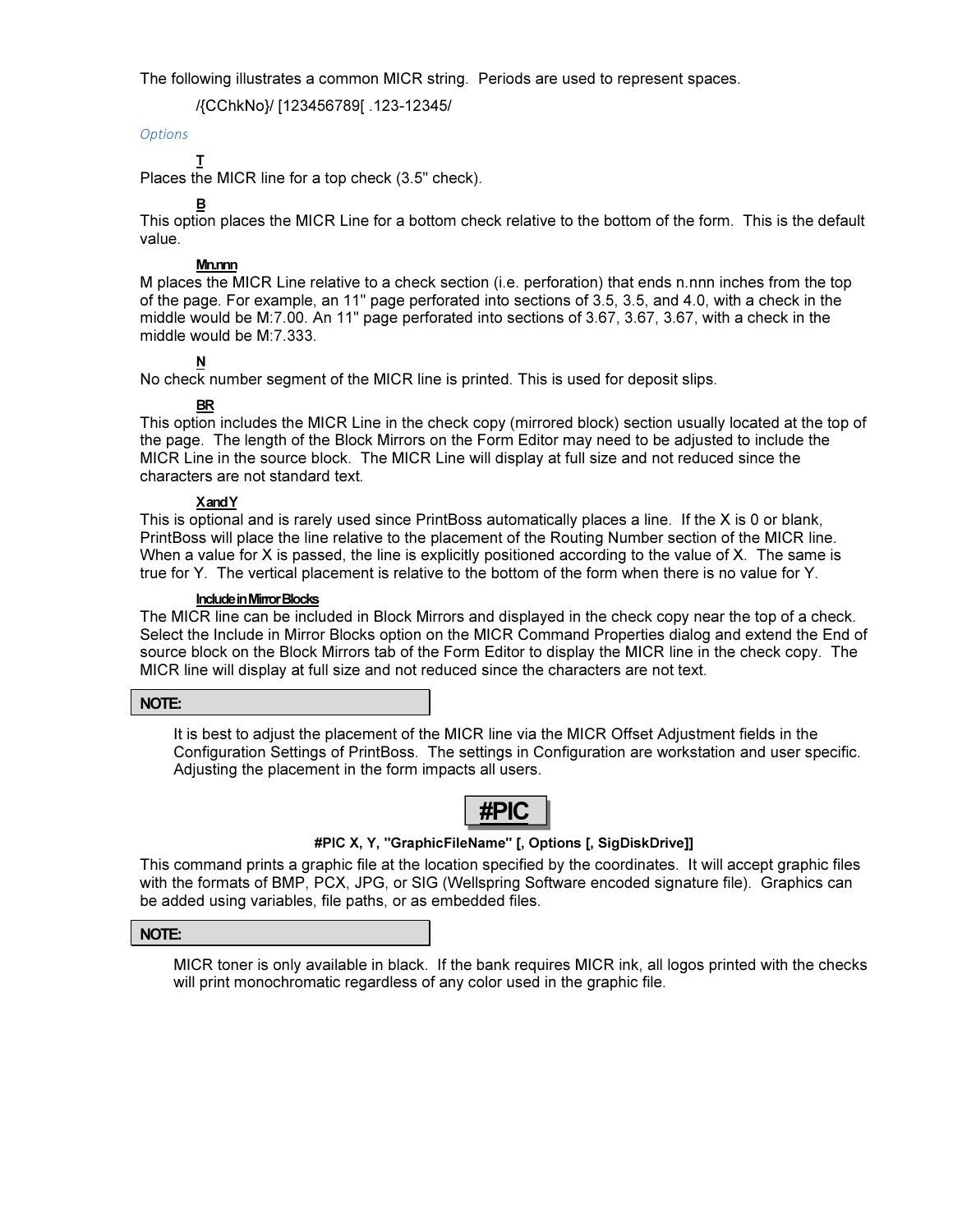The following illustrates a common MICR string. Periods are used to represent spaces.

/{CChkNo}/ [123456789[ .123-12345/

*Options*

**T**

Places the MICR line for a top check (3.5" check).

**B**

This option places the MICR Line for a bottom check relative to the bottom of the form. This is the default value.

**Mn.nnn**

M places the MICR Line relative to a check section (i.e. perforation) that ends n.nnn inches from the top of the page. For example, an 11" page perforated into sections of 3.5, 3.5, and 4.0, with a check in the middle would be M:7.00. An 11" page perforated into sections of 3.67, 3.67, 3.67, with a check in the middle would be M:7.333.

**N**

No check number segment of the MICR line is printed. This is used for deposit slips.

**BR**

This option includes the MICR Line in the check copy (mirrored block) section usually located at the top of the page. The length of the Block Mirrors on the Form Editor may need to be adjusted to include the MICR Line in the source block. The MICR Line will display at full size and not reduced since the characters are not standard text.

**X and Y**

This is optional and is rarely used since PrintBoss automatically places a line. If the X is 0 or blank, PrintBoss will place the line relative to the placement of the Routing Number section of the MICR line. When a value for X is passed, the line is explicitly positioned according to the value of X. The same is true for Y. The vertical placement is relative to the bottom of the form when there is no value for Y.

**Include in Mirror Blocks**

The MICR line can be included in Block Mirrors and displayed in the check copy near the top of a check. Select the Include in Mirror Blocks option on the MICR Command Properties dialog and extend the End of source block on the Block Mirrors tab of the Form Editor to display the MICR line in the check copy. The MICR line will display at full size and not reduced since the characters are not text.

**NOTE:**

It is best to adjust the placement of the MICR line via the MICR Offset Adjustment fields in the Configuration Settings of PrintBoss. The settings in Configuration are workstation and user specific. Adjusting the placement in the form impacts all users.

## #PIC

**#PIC X, Y, "GraphicFileName" [, Options [, SigDiskDrive]]**

This command prints a graphic file at the location specified by the coordinates. It will accept graphic files with the formats of BMP, PCX, JPG, or SIG (Wellspring Software encoded signature file). Graphics can be added using variables, file paths, or as embedded files.

**NOTE:**

MICR toner is only available in black. If the bank requires MICR ink, all logos printed with the checks will print monochromatic regardless of any color used in the graphic file.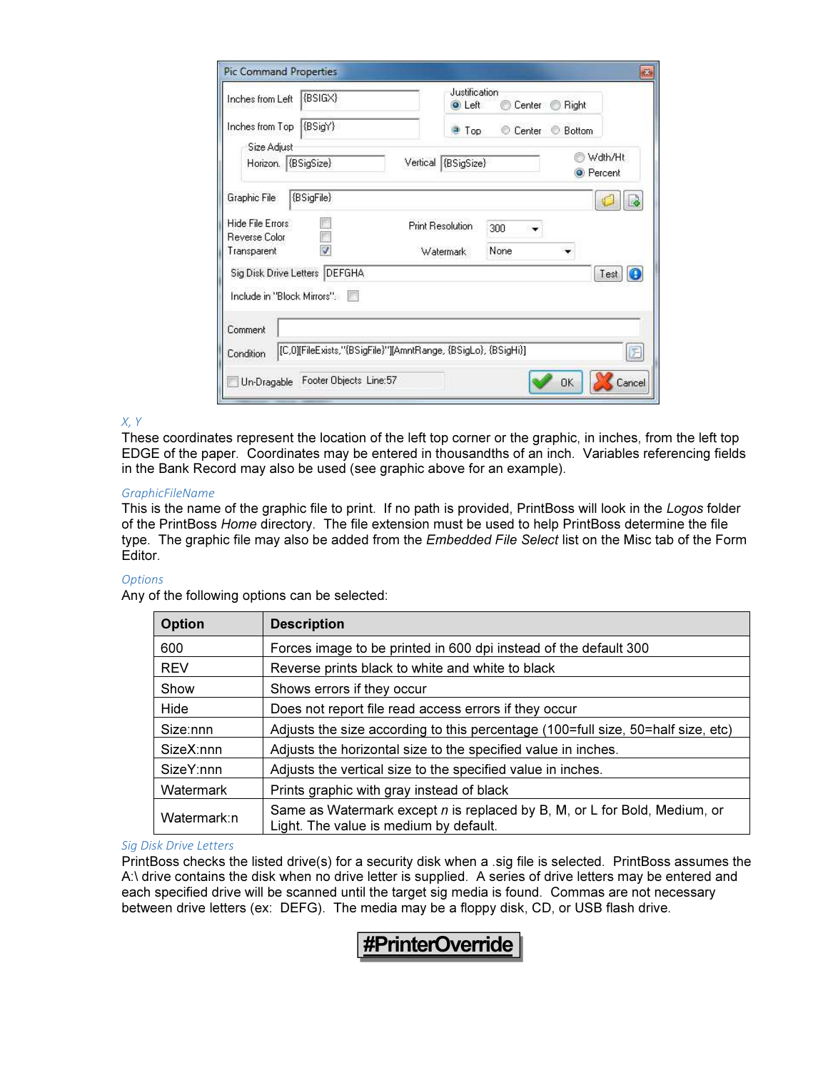Pic Command Properties

| | | | |
|---|---|---|---|
| Inches from Left | {BSIGX} | Justification | ◉ Left ○ Center ○ Right |
| Inches from Top | {BSigY} | | ◉ Top ○ Center ○ Bottom |
| Size Adjust Horizon. | {BSigSize} | Vertical {BSigSize} | ○ Wdth/Ht ◉ Percent |
| Graphic File | {BSigFile} | | |
| Hide File Errors ☐ Reverse Color ☐ Transparent ☑ | | Print Resolution 300 Watermark None | |
| Sig Disk Drive Letters | DEFGHA | Test | |
| Include in "Block Mirrors". ☐ | | | |
| Comment | | | |
| Condition | [C,0][FileExists,"{BSigFile}"][AmntRange, {BSigLo}, {BSigHi}] | | |
| ☐ Un-Dragable | Footer Objects Line:57 | OK | Cancel |

*X, Y*

These coordinates represent the location of the left top corner or the graphic, in inches, from the left top EDGE of the paper. Coordinates may be entered in thousandths of an inch. Variables referencing fields in the Bank Record may also be used (see graphic above for an example).

*GraphicFileName*

This is the name of the graphic file to print. If no path is provided, PrintBoss will look in the *Logos* folder of the PrintBoss *Home* directory. The file extension must be used to help PrintBoss determine the file type. The graphic file may also be added from the *Embedded File Select* list on the Misc tab of the Form Editor.

*Options*

Any of the following options can be selected:

| Option | Description |
|---|---|
| 600 | Forces image to be printed in 600 dpi instead of the default 300 |
| REV | Reverse prints black to white and white to black |
| Show | Shows errors if they occur |
| Hide | Does not report file read access errors if they occur |
| Size:nnn | Adjusts the size according to this percentage (100=full size, 50=half size, etc) |
| SizeX:nnn | Adjusts the horizontal size to the specified value in inches. |
| SizeY:nnn | Adjusts the vertical size to the specified value in inches. |
| Watermark | Prints graphic with gray instead of black |
| Watermark:n | Same as Watermark except *n* is replaced by B, M, or L for Bold, Medium, or Light. The value is medium by default. |

*Sig Disk Drive Letters*

PrintBoss checks the listed drive(s) for a security disk when a .sig file is selected. PrintBoss assumes the A:\ drive contains the disk when no drive letter is supplied. A series of drive letters may be entered and each specified drive will be scanned until the target sig media is found. Commas are not necessary between drive letters (ex: DEFG). The media may be a floppy disk, CD, or USB flash drive.

## #PrinterOverride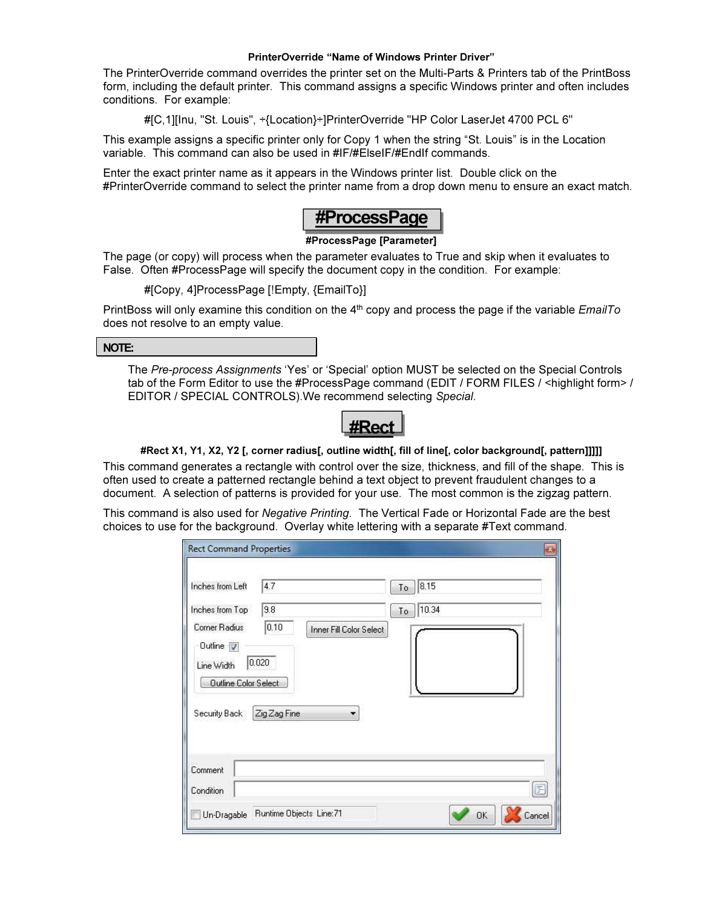**PrinterOverride “Name of Windows Printer Driver”**

The PrinterOverride command overrides the printer set on the Multi-Parts & Printers tab of the PrintBoss form, including the default printer. This command assigns a specific Windows printer and often includes conditions. For example:

#[C,1][Inu, "St. Louis", ÷{Location}÷]PrinterOverride "HP Color LaserJet 4700 PCL 6"

This example assigns a specific printer only for Copy 1 when the string “St. Louis” is in the Location variable. This command can also be used in #IF/#ElseIF/#EndIf commands.

Enter the exact printer name as it appears in the Windows printer list. Double click on the #PrinterOverride command to select the printer name from a drop down menu to ensure an exact match.

## #ProcessPage

**#ProcessPage [Parameter]**

The page (or copy) will process when the parameter evaluates to True and skip when it evaluates to False. Often #ProcessPage will specify the document copy in the condition. For example:

#[Copy, 4]ProcessPage [!Empty, {EmailTo}]

PrintBoss will only examine this condition on the 4th copy and process the page if the variable *EmailTo* does not resolve to an empty value.

**NOTE:**

The *Pre-process Assignments* ‘Yes’ or ‘Special’ option MUST be selected on the Special Controls tab of the Form Editor to use the #ProcessPage command (EDIT / FORM FILES / <highlight form> / EDITOR / SPECIAL CONTROLS).We recommend selecting *Special*.

## #Rect

**#Rect X1, Y1, X2, Y2 [, corner radius[, outline width[, fill of line[, color background[, pattern]]]]]**

This command generates a rectangle with control over the size, thickness, and fill of the shape. This is often used to create a patterned rectangle behind a text object to prevent fraudulent changes to a document. A selection of patterns is provided for your use. The most common is the zigzag pattern.

This command is also used for *Negative Printing*. The Vertical Fade or Horizontal Fade are the best choices to use for the background. Overlay white lettering with a separate #Text command.

Rect Command Properties

Inches from Left 4.7 To 8.15

Inches from Top 9.8 To 10.34

Corner Radius 0.10 Inner Fill Color Select

Outline ☑

Line Width 0.020

Outline Color Select

Security Back Zig Zag Fine

Comment

Condition

Un-Dragable Runtime Objects Line:71 OK Cancel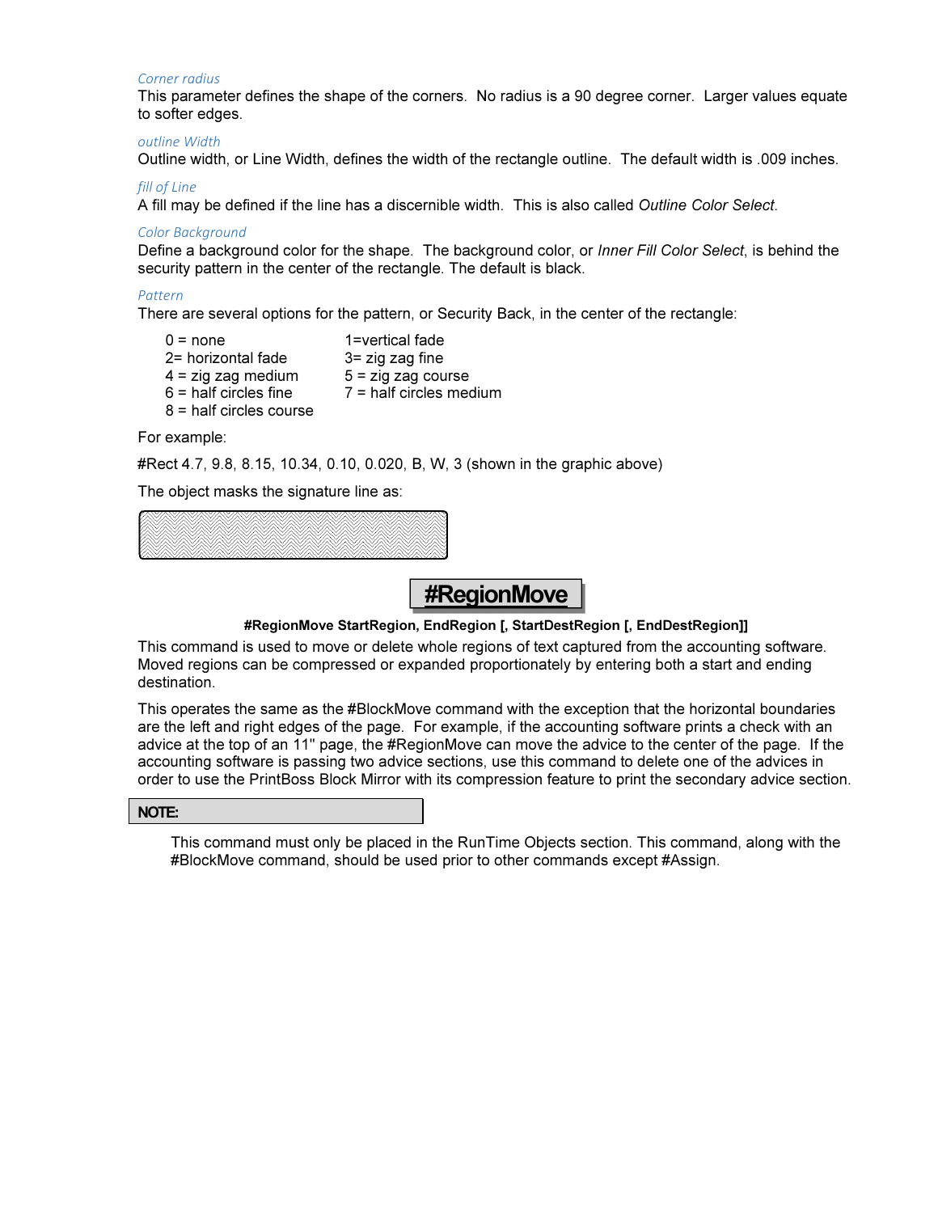*Corner radius*

This parameter defines the shape of the corners. No radius is a 90 degree corner. Larger values equate to softer edges.

*outline Width*

Outline width, or Line Width, defines the width of the rectangle outline. The default width is .009 inches.

*fill of Line*

A fill may be defined if the line has a discernible width. This is also called *Outline Color Select*.

*Color Background*

Define a background color for the shape. The background color, or *Inner Fill Color Select*, is behind the security pattern in the center of the rectangle. The default is black.

*Pattern*

There are several options for the pattern, or Security Back, in the center of the rectangle:

| | |
|---|---|
| 0 = none | 1=vertical fade |
| 2= horizontal fade | 3= zig zag fine |
| 4 = zig zag medium | 5 = zig zag course |
| 6 = half circles fine | 7 = half circles medium |
| 8 = half circles course | |

For example:

#Rect 4.7, 9.8, 8.15, 10.34, 0.10, 0.020, B, W, 3 (shown in the graphic above)

The object masks the signature line as:

# #RegionMove

**#RegionMove StartRegion, EndRegion [, StartDestRegion [, EndDestRegion]]**

This command is used to move or delete whole regions of text captured from the accounting software. Moved regions can be compressed or expanded proportionately by entering both a start and ending destination.

This operates the same as the #BlockMove command with the exception that the horizontal boundaries are the left and right edges of the page. For example, if the accounting software prints a check with an advice at the top of an 11" page, the #RegionMove can move the advice to the center of the page. If the accounting software is passing two advice sections, use this command to delete one of the advices in order to use the PrintBoss Block Mirror with its compression feature to print the secondary advice section.

**NOTE:**

This command must only be placed in the RunTime Objects section. This command, along with the #BlockMove command, should be used prior to other commands except #Assign.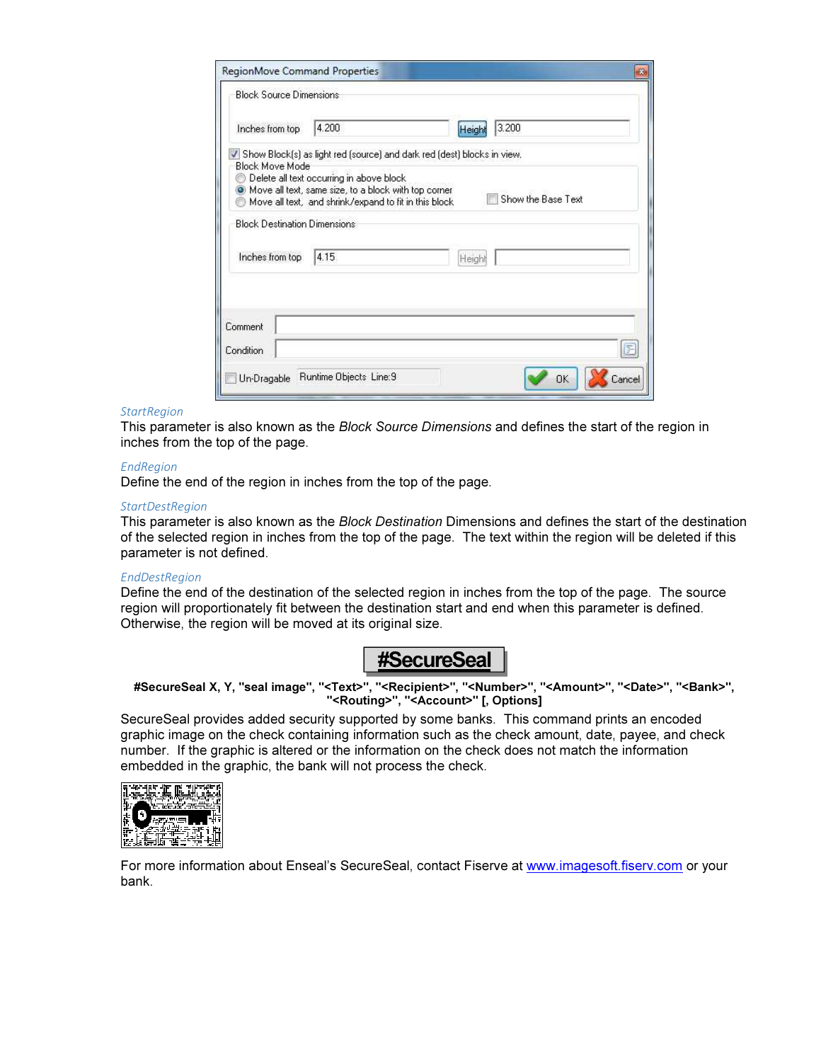StartRegion
This parameter is also known as the *Block Source Dimensions* and defines the start of the region in inches from the top of the page.

EndRegion
Define the end of the region in inches from the top of the page.

StartDestRegion
This parameter is also known as the *Block Destination* Dimensions and defines the start of the destination of the selected region in inches from the top of the page. The text within the region will be deleted if this parameter is not defined.

EndDestRegion
Define the end of the destination of the selected region in inches from the top of the page. The source region will proportionately fit between the destination start and end when this parameter is defined. Otherwise, the region will be moved at its original size.

## #SecureSeal

**#SecureSeal X, Y, "seal image", "<Text>", "<Recipient>", "<Number>", "<Amount>", "<Date>", "<Bank>", "<Routing>", "<Account>" [, Options]**

SecureSeal provides added security supported by some banks. This command prints an encoded graphic image on the check containing information such as the check amount, date, payee, and check number. If the graphic is altered or the information on the check does not match the information embedded in the graphic, the bank will not process the check.

For more information about Enseal's SecureSeal, contact Fiserve at www.imagesoft.fiserv.com or your bank.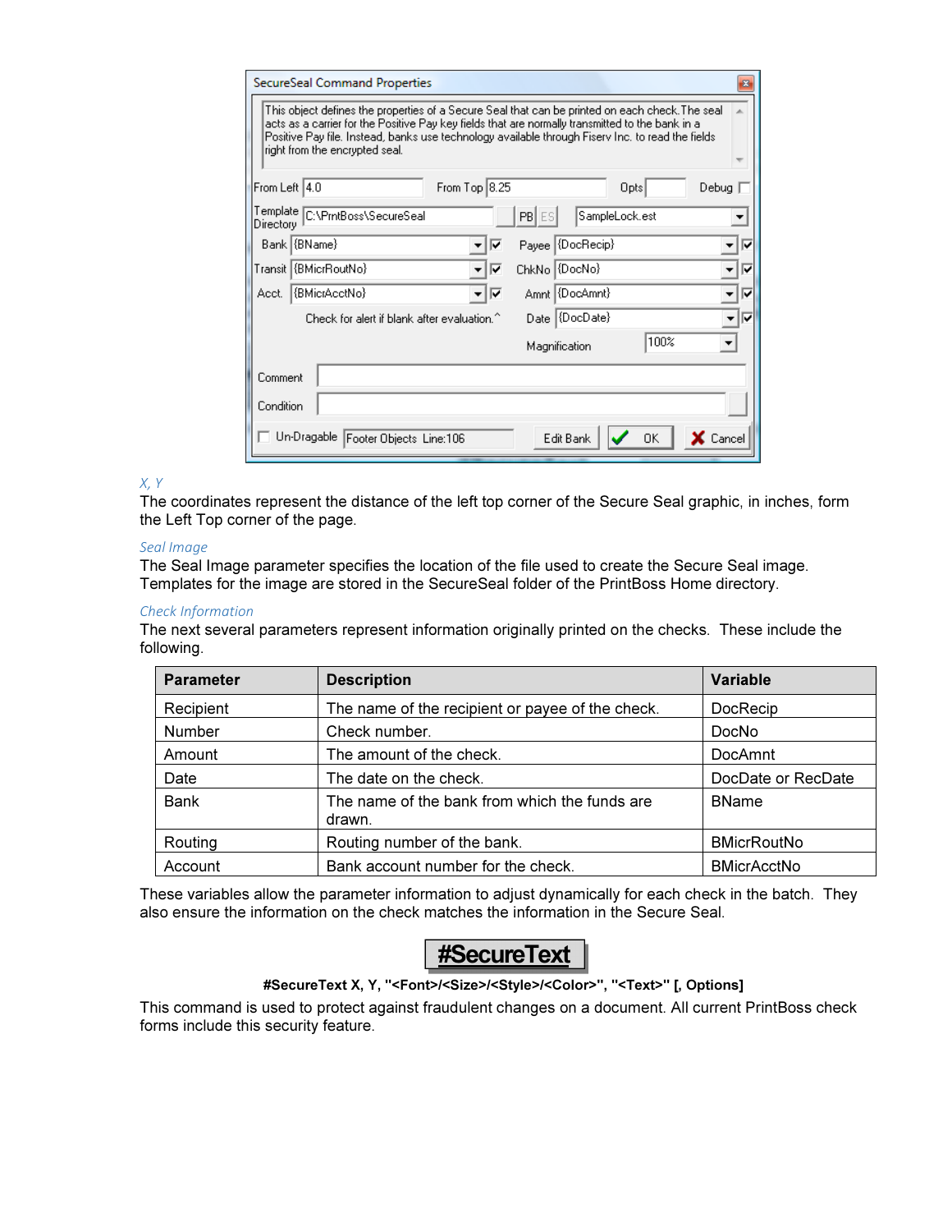SecureSeal Command Properties

This object defines the properties of a Secure Seal that can be printed on each check. The seal acts as a carrier for the Positive Pay key fields that are normally transmitted to the bank in a Positive Pay file. Instead, banks use technology available through Fiserv Inc. to read the fields right from the encrypted seal.

From Left 4.0 | From Top 8.25 | Opts | Debug

Template Directory C:\PrntBoss\SecureSeal | PB | ES | SampleLock.est

Bank {BName} | Payee {DocRecip}

Transit {BMicrRoutNo} | ChkNo {DocNo}

Acct. {BMicrAcctNo} | Amnt {DocAmnt}

Check for alert if blank after evaluation.^ | Date {DocDate}

Magnification 100%

Comment

Condition

Un-Dragable | Footer Objects Line:106 | Edit Bank | OK | Cancel

*X, Y*

The coordinates represent the distance of the left top corner of the Secure Seal graphic, in inches, form the Left Top corner of the page.

*Seal Image*

The Seal Image parameter specifies the location of the file used to create the Secure Seal image. Templates for the image are stored in the SecureSeal folder of the PrintBoss Home directory.

*Check Information*

The next several parameters represent information originally printed on the checks. These include the following.

| Parameter | Description | Variable |
|---|---|---|
| Recipient | The name of the recipient or payee of the check. | DocRecip |
| Number | Check number. | DocNo |
| Amount | The amount of the check. | DocAmnt |
| Date | The date on the check. | DocDate or RecDate |
| Bank | The name of the bank from which the funds are drawn. | BName |
| Routing | Routing number of the bank. | BMicrRoutNo |
| Account | Bank account number for the check. | BMicrAcctNo |

These variables allow the parameter information to adjust dynamically for each check in the batch. They also ensure the information on the check matches the information in the Secure Seal.

# #SecureText

**#SecureText X, Y, "<Font>/<Size>/<Style>/<Color>", "<Text>" [, Options]**

This command is used to protect against fraudulent changes on a document. All current PrintBoss check forms include this security feature.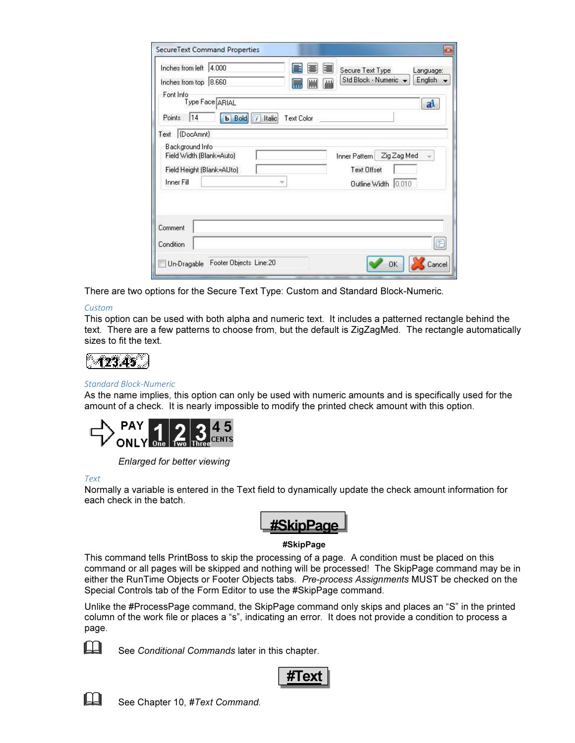There are two options for the Secure Text Type: Custom and Standard Block-Numeric.

### Custom

This option can be used with both alpha and numeric text. It includes a patterned rectangle behind the text. There are a few patterns to choose from, but the default is ZigZagMed. The rectangle automatically sizes to fit the text.

### Standard Block-Numeric

As the name implies, this option can only be used with numeric amounts and is specifically used for the amount of a check. It is nearly impossible to modify the printed check amount with this option.

*Enlarged for better viewing*

### Text

Normally a variable is entered in the Text field to dynamically update the check amount information for each check in the batch.

## #SkipPage

**#SkipPage**

This command tells PrintBoss to skip the processing of a page. A condition must be placed on this command or all pages will be skipped and nothing will be processed! The SkipPage command may be in either the RunTime Objects or Footer Objects tabs. *Pre-process Assignments* MUST be checked on the Special Controls tab of the Form Editor to use the #SkipPage command.

Unlike the #ProcessPage command, the SkipPage command only skips and places an "S" in the printed column of the work file or places a "s", indicating an error. It does not provide a condition to process a page.

See *Conditional Commands* later in this chapter.

## #Text

See Chapter 10, #*Text Command.*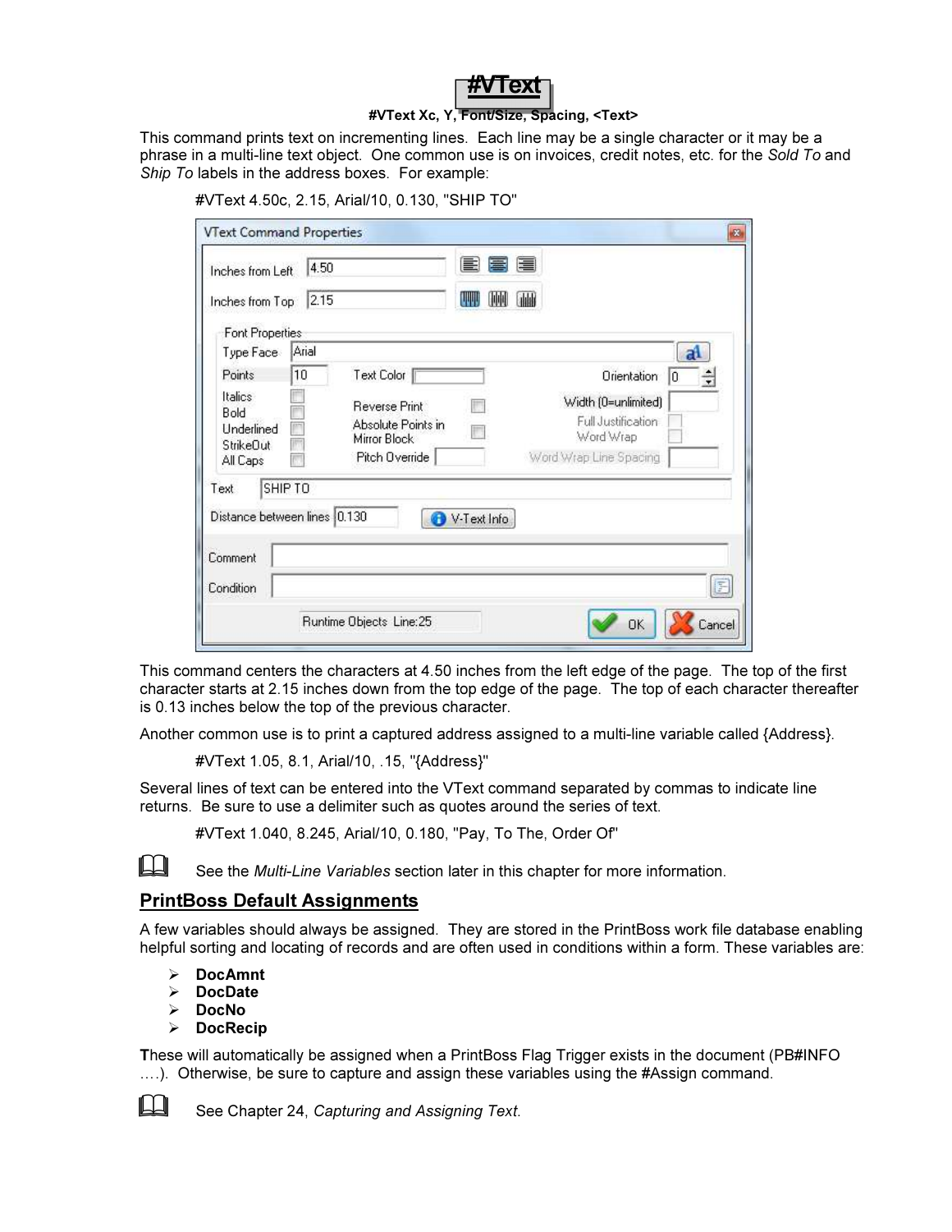# #VText

**#VText Xc, Y, Font/Size, Spacing, <Text>**

This command prints text on incrementing lines. Each line may be a single character or it may be a phrase in a multi-line text object. One common use is on invoices, credit notes, etc. for the *Sold To* and *Ship To* labels in the address boxes. For example:

#VText 4.50c, 2.15, Arial/10, 0.130, "SHIP TO"

This command centers the characters at 4.50 inches from the left edge of the page. The top of the first character starts at 2.15 inches down from the top edge of the page. The top of each character thereafter is 0.13 inches below the top of the previous character.

Another common use is to print a captured address assigned to a multi-line variable called {Address}.

#VText 1.05, 8.1, Arial/10, .15, "{Address}"

Several lines of text can be entered into the VText command separated by commas to indicate line returns. Be sure to use a delimiter such as quotes around the series of text.

#VText 1.040, 8.245, Arial/10, 0.180, "Pay, To The, Order Of"

See the *Multi-Line Variables* section later in this chapter for more information.

## PrintBoss Default Assignments

A few variables should always be assigned. They are stored in the PrintBoss work file database enabling helpful sorting and locating of records and are often used in conditions within a form. These variables are:

- **DocAmnt**
- **DocDate**
- **DocNo**
- **DocRecip**

These will automatically be assigned when a PrintBoss Flag Trigger exists in the document (PB#INFO ….). Otherwise, be sure to capture and assign these variables using the #Assign command.

See Chapter 24, *Capturing and Assigning Text*.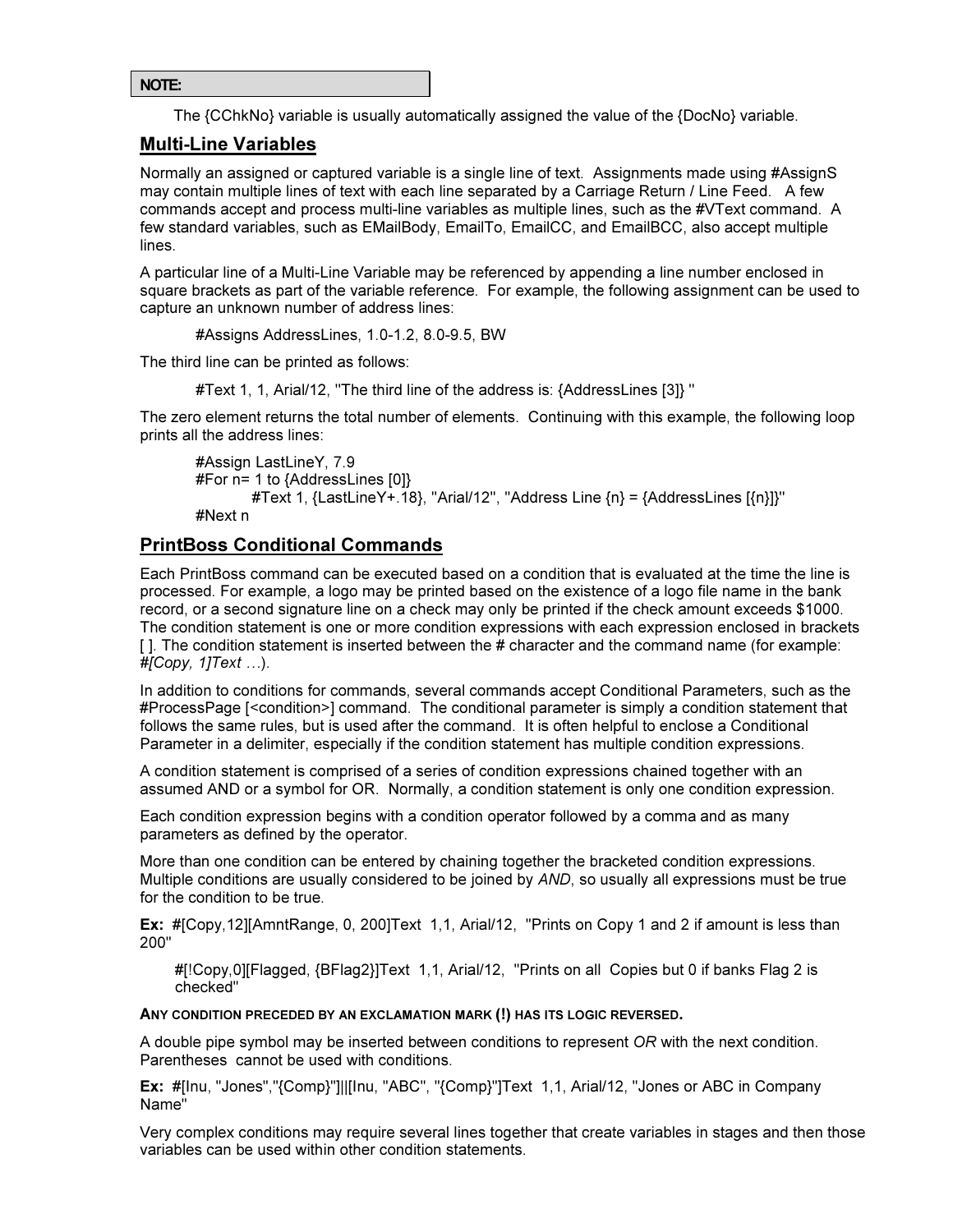**NOTE:**

The {CChkNo} variable is usually automatically assigned the value of the {DocNo} variable.

## Multi-Line Variables

Normally an assigned or captured variable is a single line of text. Assignments made using #AssignS may contain multiple lines of text with each line separated by a Carriage Return / Line Feed. A few commands accept and process multi-line variables as multiple lines, such as the #VText command. A few standard variables, such as EMailBody, EmailTo, EmailCC, and EmailBCC, also accept multiple lines.

A particular line of a Multi-Line Variable may be referenced by appending a line number enclosed in square brackets as part of the variable reference. For example, the following assignment can be used to capture an unknown number of address lines:

```
#Assigns AddressLines, 1.0-1.2, 8.0-9.5, BW
```

The third line can be printed as follows:

```
#Text 1, 1, Arial/12, "The third line of the address is: {AddressLines [3]} "
```

The zero element returns the total number of elements. Continuing with this example, the following loop prints all the address lines:

```
#Assign LastLineY, 7.9
#For n= 1 to {AddressLines [0]}
        #Text 1, {LastLineY+.18}, "Arial/12", "Address Line {n} = {AddressLines [{n}]}"
#Next n
```

## PrintBoss Conditional Commands

Each PrintBoss command can be executed based on a condition that is evaluated at the time the line is processed. For example, a logo may be printed based on the existence of a logo file name in the bank record, or a second signature line on a check may only be printed if the check amount exceeds $1000. The condition statement is one or more condition expressions with each expression enclosed in brackets [ ]. The condition statement is inserted between the # character and the command name (for example: *#[Copy, 1]Text …*).

In addition to conditions for commands, several commands accept Conditional Parameters, such as the #ProcessPage [<condition>] command. The conditional parameter is simply a condition statement that follows the same rules, but is used after the command. It is often helpful to enclose a Conditional Parameter in a delimiter, especially if the condition statement has multiple condition expressions.

A condition statement is comprised of a series of condition expressions chained together with an assumed AND or a symbol for OR. Normally, a condition statement is only one condition expression.

Each condition expression begins with a condition operator followed by a comma and as many parameters as defined by the operator.

More than one condition can be entered by chaining together the bracketed condition expressions. Multiple conditions are usually considered to be joined by *AND*, so usually all expressions must be true for the condition to be true.

**Ex:** #[Copy,12][AmntRange, 0, 200]Text 1,1, Arial/12, "Prints on Copy 1 and 2 if amount is less than 200"

#[!Copy,0][Flagged, {BFlag2}]Text 1,1, Arial/12, "Prints on all Copies but 0 if banks Flag 2 is checked"

**ANY CONDITION PRECEDED BY AN EXCLAMATION MARK (!) HAS ITS LOGIC REVERSED.**

A double pipe symbol may be inserted between conditions to represent *OR* with the next condition. Parentheses cannot be used with conditions.

**Ex:** #[Inu, "Jones","{Comp}"]||[Inu, "ABC", "{Comp}"]Text 1,1, Arial/12, "Jones or ABC in Company Name"

Very complex conditions may require several lines together that create variables in stages and then those variables can be used within other condition statements.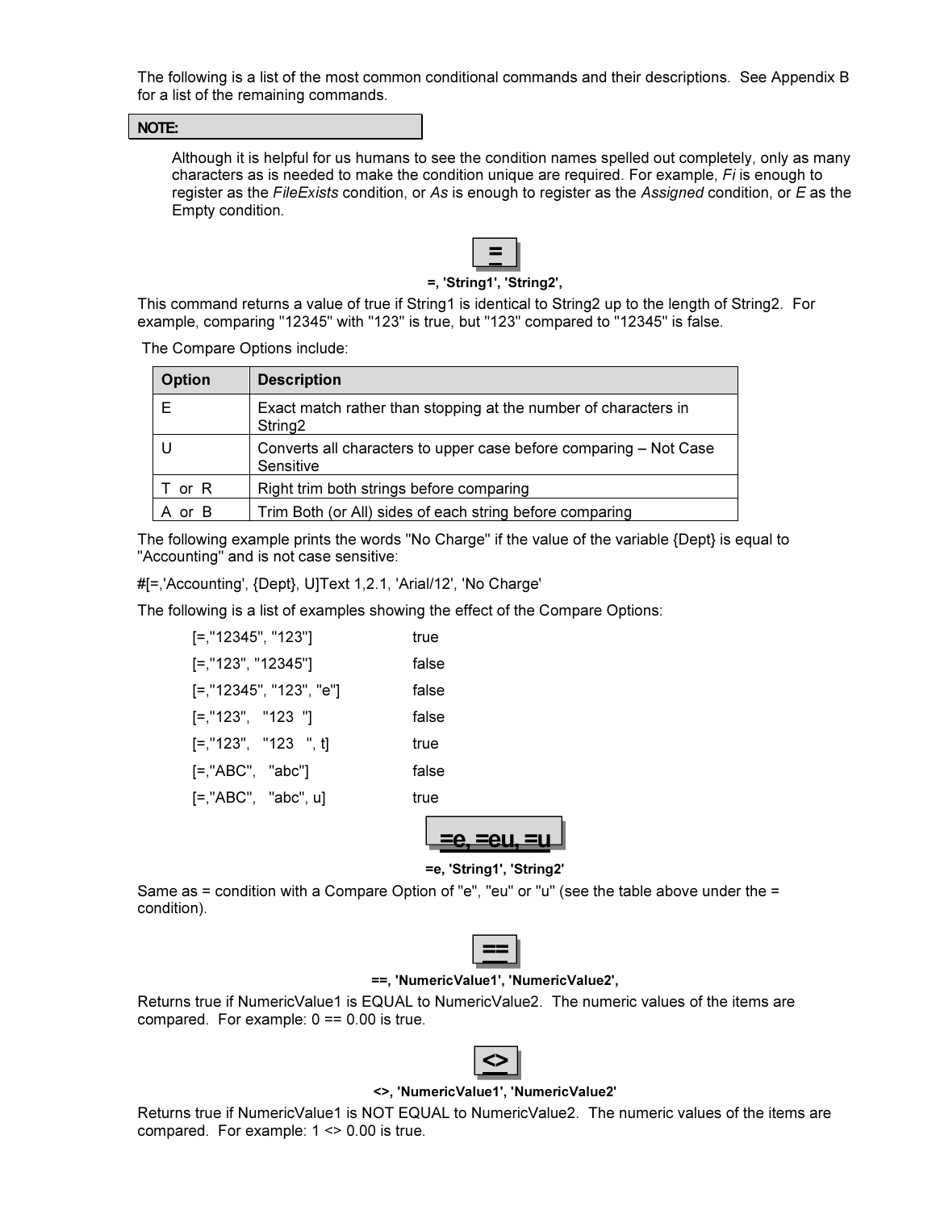The following is a list of the most common conditional commands and their descriptions. See Appendix B for a list of the remaining commands.

**NOTE:**

Although it is helpful for us humans to see the condition names spelled out completely, only as many characters as is needed to make the condition unique are required. For example, *Fi* is enough to register as the *FileExists* condition, or *As* is enough to register as the *Assigned* condition, or *E* as the Empty condition.

## =

**=, 'String1', 'String2',**

This command returns a value of true if String1 is identical to String2 up to the length of String2. For example, comparing "12345" with "123" is true, but "123" compared to "12345" is false.

The Compare Options include:

| Option | Description |
|---|---|
| E | Exact match rather than stopping at the number of characters in String2 |
| U | Converts all characters to upper case before comparing – Not Case Sensitive |
| T or R | Right trim both strings before comparing |
| A or B | Trim Both (or All) sides of each string before comparing |

The following example prints the words "No Charge" if the value of the variable {Dept} is equal to "Accounting" and is not case sensitive:

#[=,'Accounting', {Dept}, U]Text 1,2.1, 'Arial/12', 'No Charge'

The following is a list of examples showing the effect of the Compare Options:

```
[=,"12345", "123"]          true
[=,"123", "12345"]          false
[=,"12345", "123", "e"]     false
[=,"123",   "123  "]        false
[=,"123",   "123   ", t]    true
[=,"ABC",   "abc"]          false
[=,"ABC",   "abc", u]       true
```

## =e, =eu, =u

**=e, 'String1', 'String2'**

Same as = condition with a Compare Option of "e", "eu" or "u" (see the table above under the = condition).

## ==

**==, 'NumericValue1', 'NumericValue2',**

Returns true if NumericValue1 is EQUAL to NumericValue2. The numeric values of the items are compared. For example: 0 == 0.00 is true.

## <>

**<>, 'NumericValue1', 'NumericValue2'**

Returns true if NumericValue1 is NOT EQUAL to NumericValue2. The numeric values of the items are compared. For example: 1 <> 0.00 is true.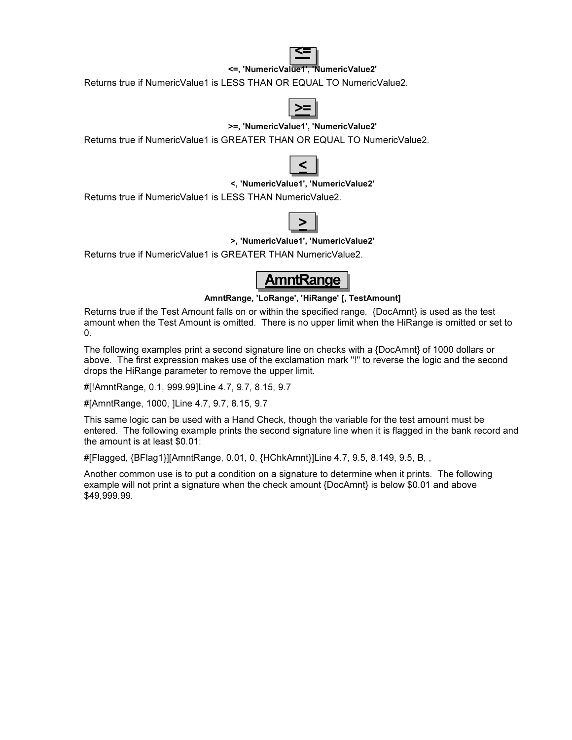## <=

**<=, 'NumericValue1', 'NumericValue2'**

Returns true if NumericValue1 is LESS THAN OR EQUAL TO NumericValue2.

## >=

**>=, 'NumericValue1', 'NumericValue2'**

Returns true if NumericValue1 is GREATER THAN OR EQUAL TO NumericValue2.

## <

**<, 'NumericValue1', 'NumericValue2'**

Returns true if NumericValue1 is LESS THAN NumericValue2.

## >

**>, 'NumericValue1', 'NumericValue2'**

Returns true if NumericValue1 is GREATER THAN NumericValue2.

## AmntRange

**AmntRange, 'LoRange', 'HiRange' [, TestAmount]**

Returns true if the Test Amount falls on or within the specified range. {DocAmnt} is used as the test amount when the Test Amount is omitted. There is no upper limit when the HiRange is omitted or set to 0.

The following examples print a second signature line on checks with a {DocAmnt} of 1000 dollars or above. The first expression makes use of the exclamation mark "!" to reverse the logic and the second drops the HiRange parameter to remove the upper limit.

#[!AmntRange, 0.1, 999.99]Line 4.7, 9.7, 8.15, 9.7

#[AmntRange, 1000, ]Line 4.7, 9.7, 8.15, 9.7

This same logic can be used with a Hand Check, though the variable for the test amount must be entered. The following example prints the second signature line when it is flagged in the bank record and the amount is at least $0.01:

#[Flagged, {BFlag1}][AmntRange, 0.01, 0, {HChkAmnt}]Line 4.7, 9.5, 8.149, 9.5, B, ,

Another common use is to put a condition on a signature to determine when it prints. The following example will not print a signature when the check amount {DocAmnt} is below $0.01 and above $49,999.99.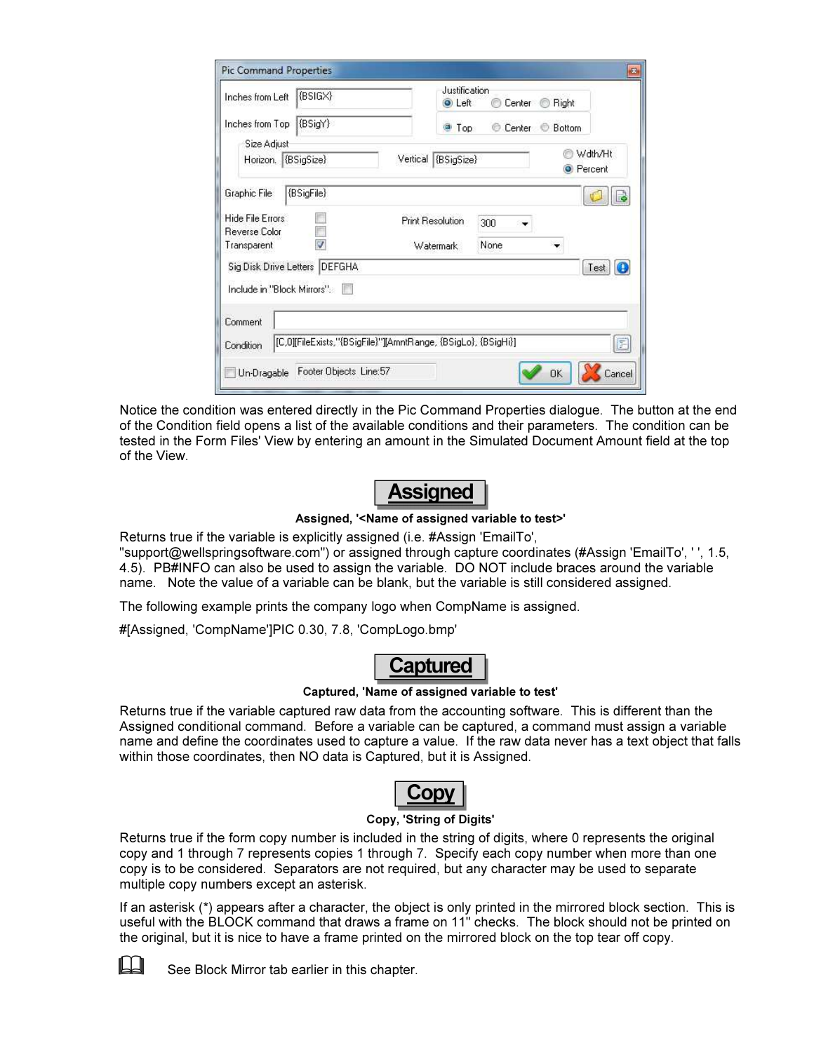Notice the condition was entered directly in the Pic Command Properties dialogue. The button at the end of the Condition field opens a list of the available conditions and their parameters. The condition can be tested in the Form Files' View by entering an amount in the Simulated Document Amount field at the top of the View.

## Assigned

**Assigned, '<Name of assigned variable to test>'**

Returns true if the variable is explicitly assigned (i.e. #Assign 'EmailTo', "support@wellspringsoftware.com") or assigned through capture coordinates (#Assign 'EmailTo', ' ', 1.5, 4.5). PB#INFO can also be used to assign the variable. DO NOT include braces around the variable name. Note the value of a variable can be blank, but the variable is still considered assigned.

The following example prints the company logo when CompName is assigned.

#[Assigned, 'CompName']PIC 0.30, 7.8, 'CompLogo.bmp'

## Captured

**Captured, 'Name of assigned variable to test'**

Returns true if the variable captured raw data from the accounting software. This is different than the Assigned conditional command. Before a variable can be captured, a command must assign a variable name and define the coordinates used to capture a value. If the raw data never has a text object that falls within those coordinates, then NO data is Captured, but it is Assigned.

## Copy

**Copy, 'String of Digits'**

Returns true if the form copy number is included in the string of digits, where 0 represents the original copy and 1 through 7 represents copies 1 through 7. Specify each copy number when more than one copy is to be considered. Separators are not required, but any character may be used to separate multiple copy numbers except an asterisk.

If an asterisk (*) appears after a character, the object is only printed in the mirrored block section. This is useful with the BLOCK command that draws a frame on 11" checks. The block should not be printed on the original, but it is nice to have a frame printed on the mirrored block on the top tear off copy.

See Block Mirror tab earlier in this chapter.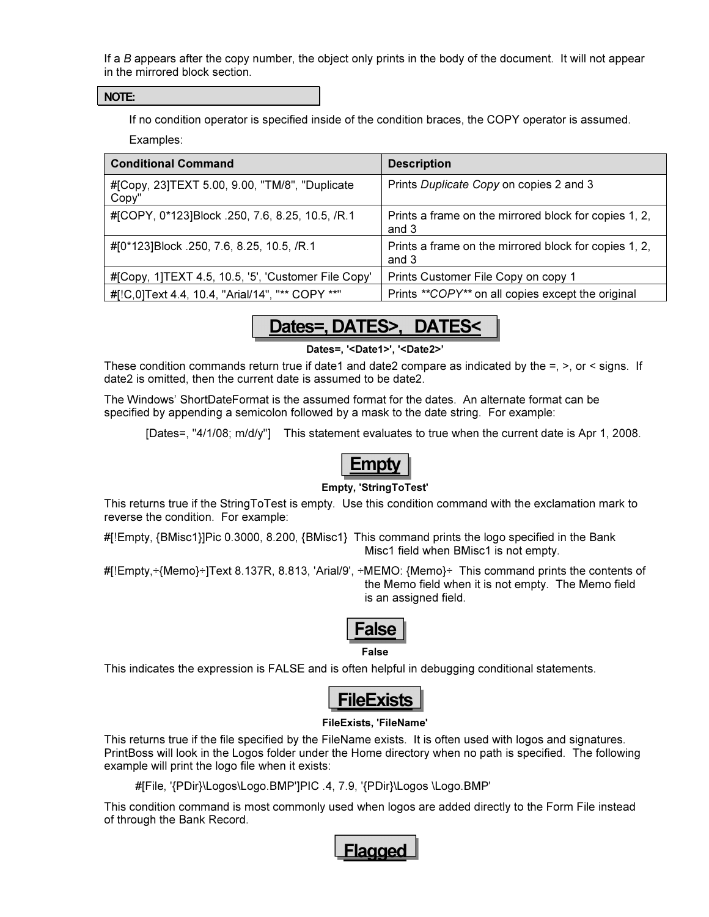If a *B* appears after the copy number, the object only prints in the body of the document. It will not appear in the mirrored block section.

**NOTE:**

If no condition operator is specified inside of the condition braces, the COPY operator is assumed.

Examples:

| Conditional Command | Description |
|---|---|
| #[Copy, 23]TEXT 5.00, 9.00, "TM/8", "Duplicate Copy" | Prints *Duplicate Copy* on copies 2 and 3 |
| #[COPY, 0*123]Block .250, 7.6, 8.25, 10.5, /R.1 | Prints a frame on the mirrored block for copies 1, 2, and 3 |
| #[0*123]Block .250, 7.6, 8.25, 10.5, /R.1 | Prints a frame on the mirrored block for copies 1, 2, and 3 |
| #[Copy, 1]TEXT 4.5, 10.5, '5', 'Customer File Copy' | Prints Customer File Copy on copy 1 |
| #[!C,0]Text 4.4, 10.4, "Arial/14", "** COPY **" | Prints ***COPY*** on all copies except the original |

## Dates=, DATES>, DATES<

**Dates=, '<Date1>', '<Date2>'**

These condition commands return true if date1 and date2 compare as indicated by the =, >, or < signs. If date2 is omitted, then the current date is assumed to be date2.

The Windows' ShortDateFormat is the assumed format for the dates. An alternate format can be specified by appending a semicolon followed by a mask to the date string. For example:

[Dates=, "4/1/08; m/d/y"] This statement evaluates to true when the current date is Apr 1, 2008.

## Empty

**Empty, 'StringToTest'**

This returns true if the StringToTest is empty. Use this condition command with the exclamation mark to reverse the condition. For example:

#[!Empty, {BMisc1}]Pic 0.3000, 8.200, {BMisc1} This command prints the logo specified in the Bank Misc1 field when BMisc1 is not empty.

#[!Empty,÷{Memo}÷]Text 8.137R, 8.813, 'Arial/9', ÷MEMO: {Memo}÷ This command prints the contents of the Memo field when it is not empty. The Memo field is an assigned field.

## False

**False**

This indicates the expression is FALSE and is often helpful in debugging conditional statements.

## FileExists

**FileExists, 'FileName'**

This returns true if the file specified by the FileName exists. It is often used with logos and signatures. PrintBoss will look in the Logos folder under the Home directory when no path is specified. The following example will print the logo file when it exists:

#[File, '{PDir}\Logos\Logo.BMP']PIC .4, 7.9, '{PDir}\Logos \Logo.BMP'

This condition command is most commonly used when logos are added directly to the Form File instead of through the Bank Record.

## Flagged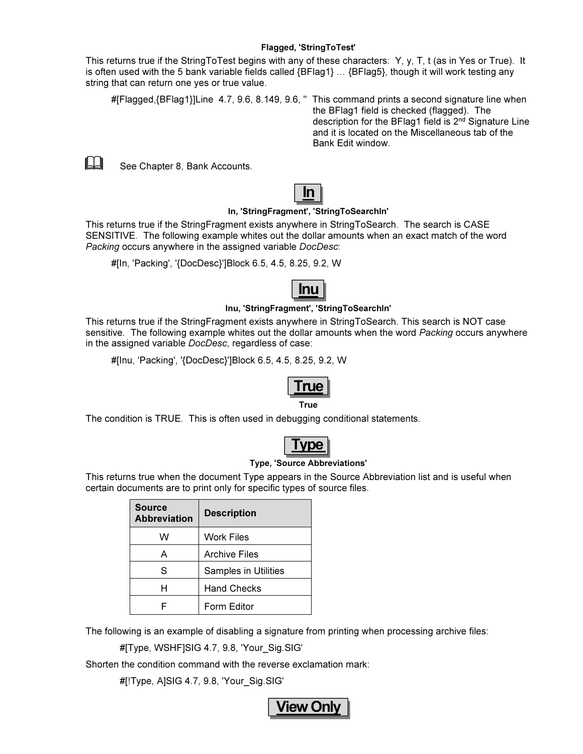**Flagged, 'StringToTest'**

This returns true if the StringToTest begins with any of these characters: Y, y, T, t (as in Yes or True). It is often used with the 5 bank variable fields called {BFlag1} … {BFlag5}, though it will work testing any string that can return one yes or true value.

#[Flagged,{BFlag1}]Line 4.7, 9.6, 8.149, 9.6, '' This command prints a second signature line when the BFlag1 field is checked (flagged). The description for the BFlag1 field is 2nd Signature Line and it is located on the Miscellaneous tab of the Bank Edit window.

See Chapter 8, Bank Accounts.

## In

**In, 'StringFragment', 'StringToSearchIn'**

This returns true if the StringFragment exists anywhere in StringToSearch. The search is CASE SENSITIVE. The following example whites out the dollar amounts when an exact match of the word *Packing* occurs anywhere in the assigned variable *DocDesc*:

#[In, 'Packing', '{DocDesc}']Block 6.5, 4.5, 8.25, 9.2, W

## Inu

**Inu, 'StringFragment', 'StringToSearchIn'**

This returns true if the StringFragment exists anywhere in StringToSearch. This search is NOT case sensitive. The following example whites out the dollar amounts when the word *Packing* occurs anywhere in the assigned variable *DocDesc*, regardless of case:

#[Inu, 'Packing', '{DocDesc}']Block 6.5, 4.5, 8.25, 9.2, W

## True

**True**

The condition is TRUE. This is often used in debugging conditional statements.

## Type

**Type, 'Source Abbreviations'**

This returns true when the document Type appears in the Source Abbreviation list and is useful when certain documents are to print only for specific types of source files.

| Source Abbreviation | Description |
|---|---|
| W | Work Files |
| A | Archive Files |
| S | Samples in Utilities |
| H | Hand Checks |
| F | Form Editor |

The following is an example of disabling a signature from printing when processing archive files:

#[Type, WSHF]SIG 4.7, 9.8, 'Your_Sig.SIG'

Shorten the condition command with the reverse exclamation mark:

#[!Type, A]SIG 4.7, 9.8, 'Your_Sig.SIG'

## View Only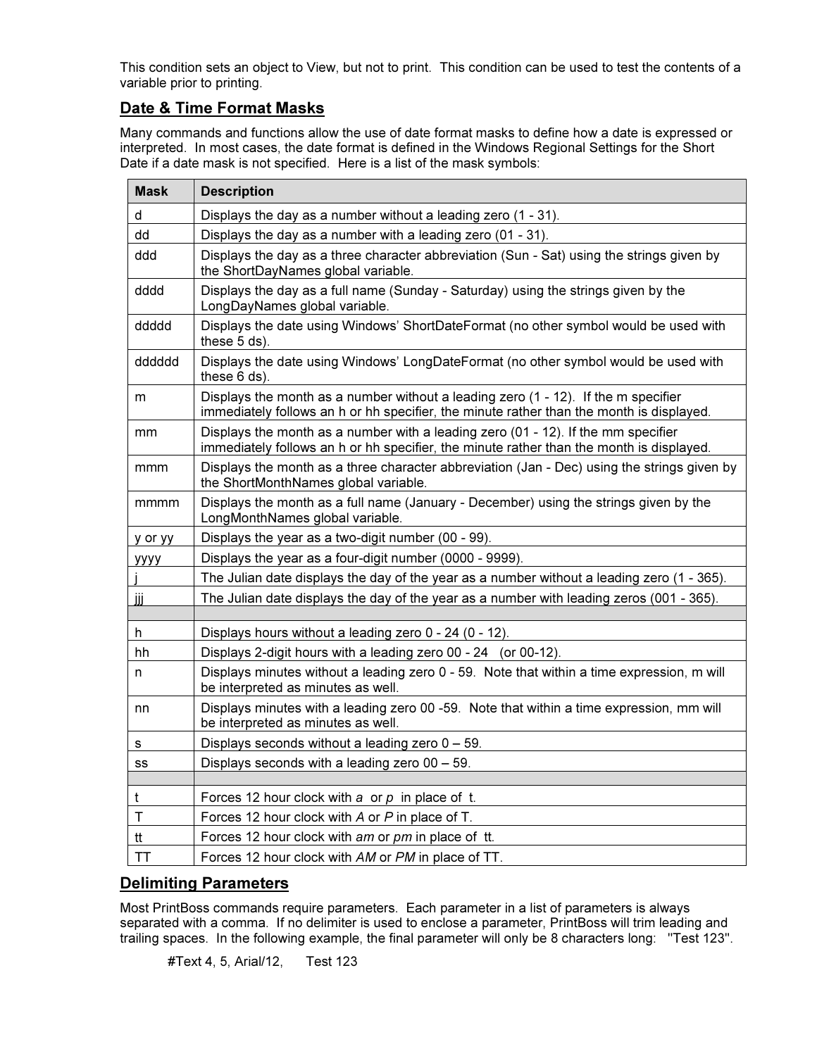This condition sets an object to View, but not to print. This condition can be used to test the contents of a variable prior to printing.

## Date & Time Format Masks

Many commands and functions allow the use of date format masks to define how a date is expressed or interpreted. In most cases, the date format is defined in the Windows Regional Settings for the Short Date if a date mask is not specified. Here is a list of the mask symbols:

| Mask | Description |
|---|---|
| d | Displays the day as a number without a leading zero (1 - 31). |
| dd | Displays the day as a number with a leading zero (01 - 31). |
| ddd | Displays the day as a three character abbreviation (Sun - Sat) using the strings given by the ShortDayNames global variable. |
| dddd | Displays the day as a full name (Sunday - Saturday) using the strings given by the LongDayNames global variable. |
| ddddd | Displays the date using Windows' ShortDateFormat (no other symbol would be used with these 5 ds). |
| dddddd | Displays the date using Windows' LongDateFormat (no other symbol would be used with these 6 ds). |
| m | Displays the month as a number without a leading zero (1 - 12). If the m specifier immediately follows an h or hh specifier, the minute rather than the month is displayed. |
| mm | Displays the month as a number with a leading zero (01 - 12). If the mm specifier immediately follows an h or hh specifier, the minute rather than the month is displayed. |
| mmm | Displays the month as a three character abbreviation (Jan - Dec) using the strings given by the ShortMonthNames global variable. |
| mmmm | Displays the month as a full name (January - December) using the strings given by the LongMonthNames global variable. |
| y or yy | Displays the year as a two-digit number (00 - 99). |
| yyyy | Displays the year as a four-digit number (0000 - 9999). |
| j | The Julian date displays the day of the year as a number without a leading zero (1 - 365). |
| jjj | The Julian date displays the day of the year as a number with leading zeros (001 - 365). |
| | |
| h | Displays hours without a leading zero 0 - 24 (0 - 12). |
| hh | Displays 2-digit hours with a leading zero 00 - 24 (or 00-12). |
| n | Displays minutes without a leading zero 0 - 59. Note that within a time expression, m will be interpreted as minutes as well. |
| nn | Displays minutes with a leading zero 00 -59. Note that within a time expression, mm will be interpreted as minutes as well. |
| s | Displays seconds without a leading zero 0 – 59. |
| ss | Displays seconds with a leading zero 00 – 59. |
| | |
| t | Forces 12 hour clock with *a* or *p* in place of t. |
| T | Forces 12 hour clock with *A* or *P* in place of T. |
| tt | Forces 12 hour clock with *am* or *pm* in place of tt. |
| TT | Forces 12 hour clock with *AM* or *PM* in place of TT. |

## Delimiting Parameters

Most PrintBoss commands require parameters. Each parameter in a list of parameters is always separated with a comma. If no delimiter is used to enclose a parameter, PrintBoss will trim leading and trailing spaces. In the following example, the final parameter will only be 8 characters long: "Test 123".

```
#Text 4, 5, Arial/12,      Test 123
```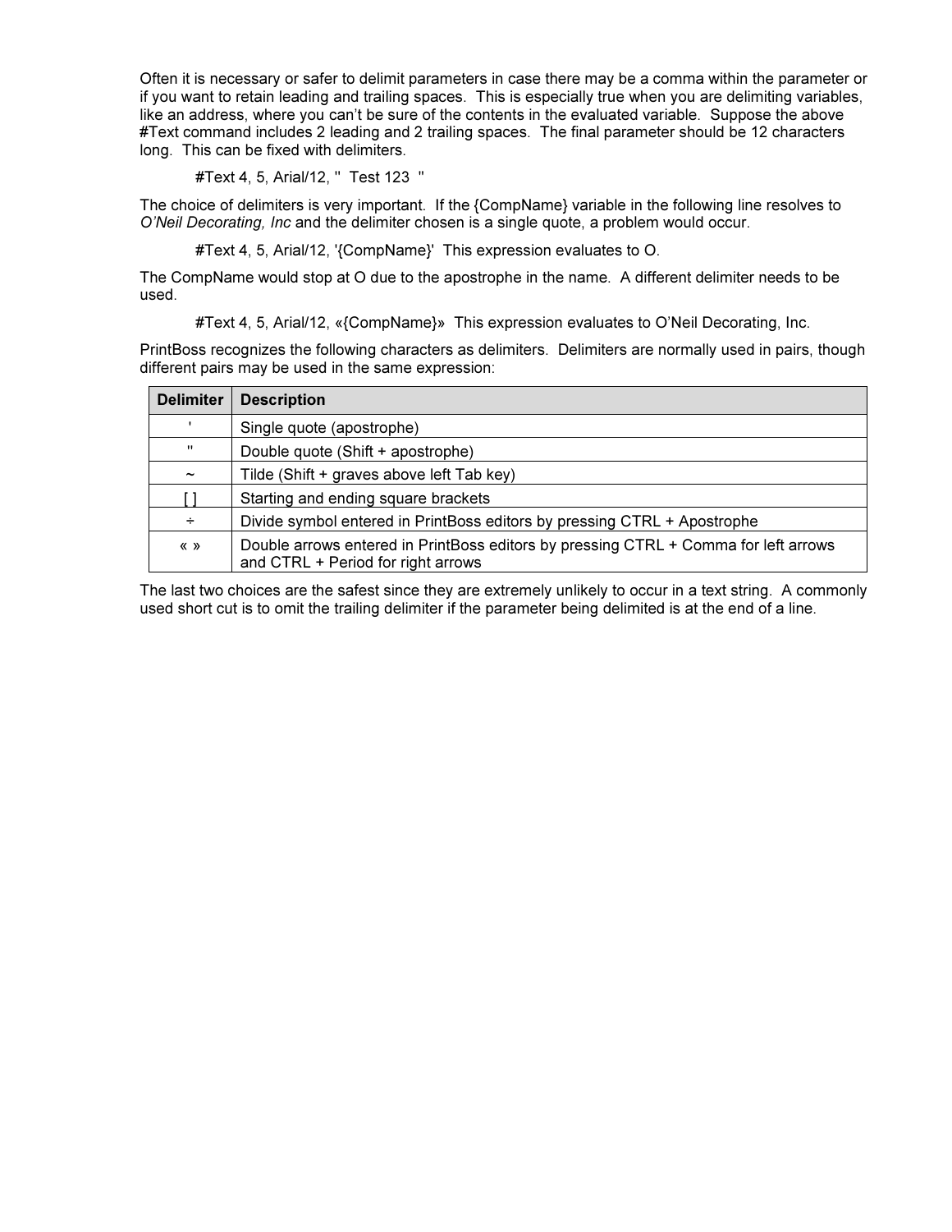Often it is necessary or safer to delimit parameters in case there may be a comma within the parameter or if you want to retain leading and trailing spaces. This is especially true when you are delimiting variables, like an address, where you can't be sure of the contents in the evaluated variable. Suppose the above #Text command includes 2 leading and 2 trailing spaces. The final parameter should be 12 characters long. This can be fixed with delimiters.

#Text 4, 5, Arial/12, "  Test 123  "

The choice of delimiters is very important. If the {CompName} variable in the following line resolves to *O'Neil Decorating, Inc* and the delimiter chosen is a single quote, a problem would occur.

#Text 4, 5, Arial/12, '{CompName}'  This expression evaluates to O.

The CompName would stop at O due to the apostrophe in the name. A different delimiter needs to be used.

#Text 4, 5, Arial/12, «{CompName}»  This expression evaluates to O'Neil Decorating, Inc.

PrintBoss recognizes the following characters as delimiters. Delimiters are normally used in pairs, though different pairs may be used in the same expression:

| Delimiter | Description |
|---|---|
| ' | Single quote (apostrophe) |
| " | Double quote (Shift + apostrophe) |
| ~ | Tilde (Shift + graves above left Tab key) |
| [ ] | Starting and ending square brackets |
| ÷ | Divide symbol entered in PrintBoss editors by pressing CTRL + Apostrophe |
| « » | Double arrows entered in PrintBoss editors by pressing CTRL + Comma for left arrows and CTRL + Period for right arrows |

The last two choices are the safest since they are extremely unlikely to occur in a text string. A commonly used short cut is to omit the trailing delimiter if the parameter being delimited is at the end of a line.